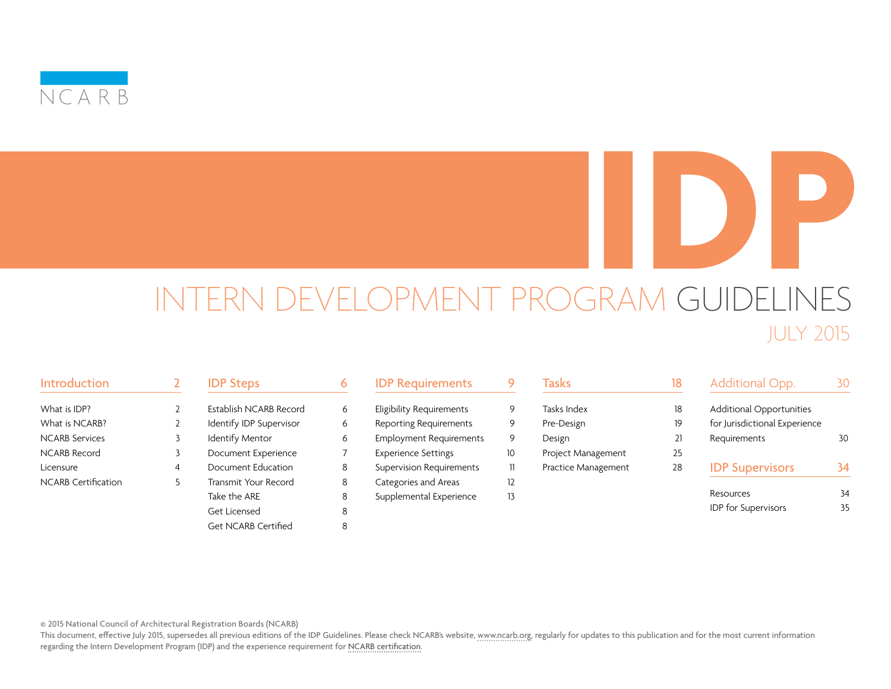NCARB

# IDP

## INTERN DEVELOPMENT PROGRAM GUIDELINES

JULY 2015

### Introduction — 2

| | |
|---|---|
| What is IDP? | 2 |
| What is NCARB? | 2 |
| NCARB Services | 3 |
| NCARB Record | 3 |
| Licensure | 4 |
| NCARB Certification | 5 |

### IDP Steps — 6

| | |
|---|---|
| Establish NCARB Record | 6 |
| Identify IDP Supervisor | 6 |
| Identify Mentor | 6 |
| Document Experience | 7 |
| Document Education | 8 |
| Transmit Your Record | 8 |
| Take the ARE | 8 |
| Get Licensed | 8 |
| Get NCARB Certified | 8 |

### IDP Requirements — 9

| | |
|---|---|
| Eligibility Requirements | 9 |
| Reporting Requirements | 9 |
| Employment Requirements | 9 |
| Experience Settings | 10 |
| Supervision Requirements | 11 |
| Categories and Areas | 12 |
| Supplemental Experience | 13 |

### Tasks — 18

| | |
|---|---|
| Tasks Index | 18 |
| Pre-Design | 19 |
| Design | 21 |
| Project Management | 25 |
| Practice Management | 28 |

### Additional Opp. — 30

| | |
|---|---|
| Additional Opportunities for Jurisdictional Experience Requirements | 30 |

### IDP Supervisors — 34

| | |
|---|---|
| Resources | 34 |
| IDP for Supervisors | 35 |

© 2015 National Council of Architectural Registration Boards (NCARB)
This document, effective July 2015, supersedes all previous editions of the IDP Guidelines. Please check NCARB's website, www.ncarb.org, regularly for updates to this publication and for the most current information regarding the Intern Development Program (IDP) and the experience requirement for NCARB certification.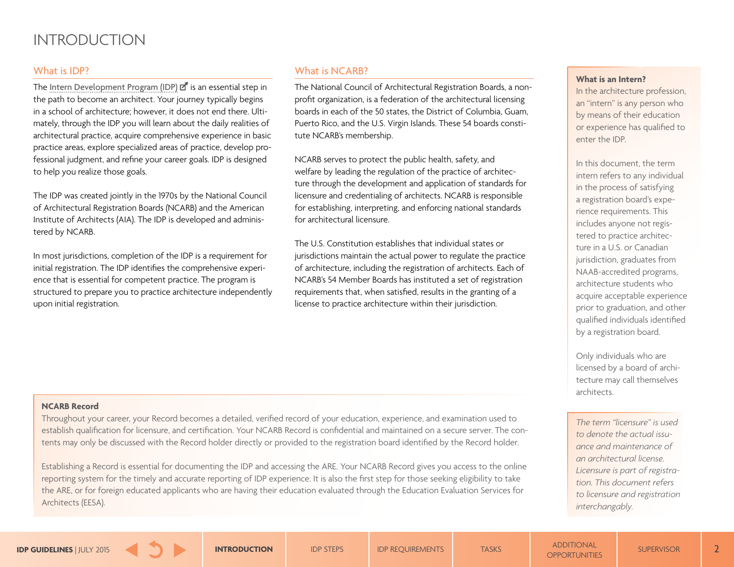# INTRODUCTION

## What is IDP?

The Intern Development Program (IDP) is an essential step in the path to become an architect. Your journey typically begins in a school of architecture; however, it does not end there. Ultimately, through the IDP you will learn about the daily realities of architectural practice, acquire comprehensive experience in basic practice areas, explore specialized areas of practice, develop professional judgment, and refine your career goals. IDP is designed to help you realize those goals.

The IDP was created jointly in the 1970s by the National Council of Architectural Registration Boards (NCARB) and the American Institute of Architects (AIA). The IDP is developed and administered by NCARB.

In most jurisdictions, completion of the IDP is a requirement for initial registration. The IDP identifies the comprehensive experience that is essential for competent practice. The program is structured to prepare you to practice architecture independently upon initial registration.

## What is NCARB?

The National Council of Architectural Registration Boards, a nonprofit organization, is a federation of the architectural licensing boards in each of the 50 states, the District of Columbia, Guam, Puerto Rico, and the U.S. Virgin Islands. These 54 boards constitute NCARB's membership.

NCARB serves to protect the public health, safety, and welfare by leading the regulation of the practice of architecture through the development and application of standards for licensure and credentialing of architects. NCARB is responsible for establishing, interpreting, and enforcing national standards for architectural licensure.

The U.S. Constitution establishes that individual states or jurisdictions maintain the actual power to regulate the practice of architecture, including the registration of architects. Each of NCARB's 54 Member Boards has instituted a set of registration requirements that, when satisfied, results in the granting of a license to practice architecture within their jurisdiction.

**What is an Intern?**

In the architecture profession, an "intern" is any person who by means of their education or experience has qualified to enter the IDP.

In this document, the term intern refers to any individual in the process of satisfying a registration board's experience requirements. This includes anyone not registered to practice architecture in a U.S. or Canadian jurisdiction, graduates from NAAB-accredited programs, architecture students who acquire acceptable experience prior to graduation, and other qualified individuals identified by a registration board.

Only individuals who are licensed by a board of architecture may call themselves architects.

*The term "licensure" is used to denote the actual issuance and maintenance of an architectural license. Licensure is part of registration. This document refers to licensure and registration interchangably.*

**NCARB Record**

Throughout your career, your Record becomes a detailed, verified record of your education, experience, and examination used to establish qualification for licensure, and certification. Your NCARB Record is confidential and maintained on a secure server. The contents may only be discussed with the Record holder directly or provided to the registration board identified by the Record holder.

Establishing a Record is essential for documenting the IDP and accessing the ARE. Your NCARB Record gives you access to the online reporting system for the timely and accurate reporting of IDP experience. It is also the first step for those seeking eligibility to take the ARE, or for foreign educated applicants who are having their education evaluated through the Education Evaluation Services for Architects (EESA).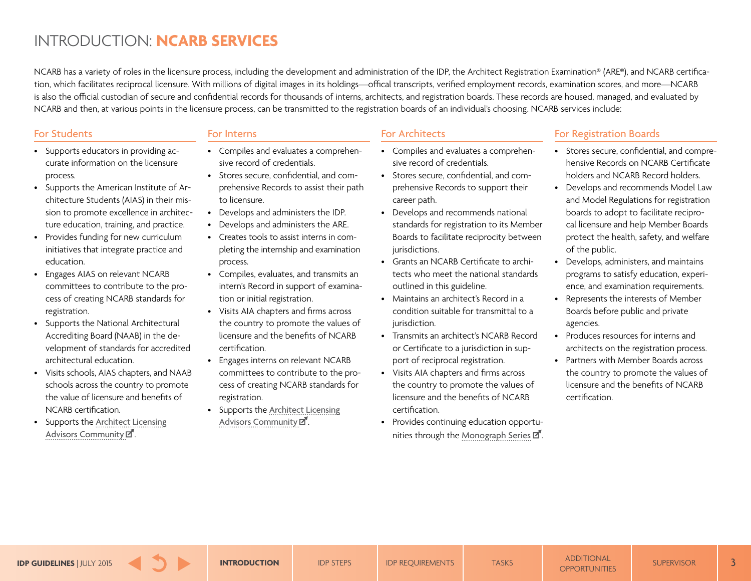# INTRODUCTION: NCARB SERVICES

NCARB has a variety of roles in the licensure process, including the development and administration of the IDP, the Architect Registration Examination® (ARE®), and NCARB certification, which facilitates reciprocal licensure. With millions of digital images in its holdings—offical transcripts, verified employment records, examination scores, and more—NCARB is also the official custodian of secure and confidential records for thousands of interns, architects, and registration boards. These records are housed, managed, and evaluated by NCARB and then, at various points in the licensure process, can be transmitted to the registration boards of an individual's choosing. NCARB services include:

## For Students

- Supports educators in providing accurate information on the licensure process.
- Supports the American Institute of Architecture Students (AIAS) in their mission to promote excellence in architecture education, training, and practice.
- Provides funding for new curriculum initiatives that integrate practice and education.
- Engages AIAS on relevant NCARB committees to contribute to the process of creating NCARB standards for registration.
- Supports the National Architectural Accrediting Board (NAAB) in the development of standards for accredited architectural education.
- Visits schools, AIAS chapters, and NAAB schools across the country to promote the value of licensure and benefits of NCARB certification.
- Supports the Architect Licensing Advisors Community.

## For Interns

- Compiles and evaluates a comprehensive record of credentials.
- Stores secure, confidential, and comprehensive Records to assist their path to licensure.
- Develops and administers the IDP.
- Develops and administers the ARE.
- Creates tools to assist interns in completing the internship and examination process.
- Compiles, evaluates, and transmits an intern's Record in support of examination or initial registration.
- Visits AIA chapters and firms across the country to promote the values of licensure and the benefits of NCARB certification.
- Engages interns on relevant NCARB committees to contribute to the process of creating NCARB standards for registration.
- Supports the Architect Licensing Advisors Community.

## For Architects

- Compiles and evaluates a comprehensive record of credentials.
- Stores secure, confidential, and comprehensive Records to support their career path.
- Develops and recommends national standards for registration to its Member Boards to facilitate reciprocity between jurisdictions.
- Grants an NCARB Certificate to architects who meet the national standards outlined in this guideline.
- Maintains an architect's Record in a condition suitable for transmittal to a jurisdiction.
- Transmits an architect's NCARB Record or Certificate to a jurisdiction in support of reciprocal registration.
- Visits AIA chapters and firms across the country to promote the values of licensure and the benefits of NCARB certification.
- Provides continuing education opportunities through the Monograph Series.

## For Registration Boards

- Stores secure, confidential, and comprehensive Records on NCARB Certificate holders and NCARB Record holders.
- Develops and recommends Model Law and Model Regulations for registration boards to adopt to facilitate reciprocal licensure and help Member Boards protect the health, safety, and welfare of the public.
- Develops, administers, and maintains programs to satisfy education, experience, and examination requirements.
- Represents the interests of Member Boards before public and private agencies.
- Produces resources for interns and architects on the registration process.
- Partners with Member Boards across the country to promote the values of licensure and the benefits of NCARB certification.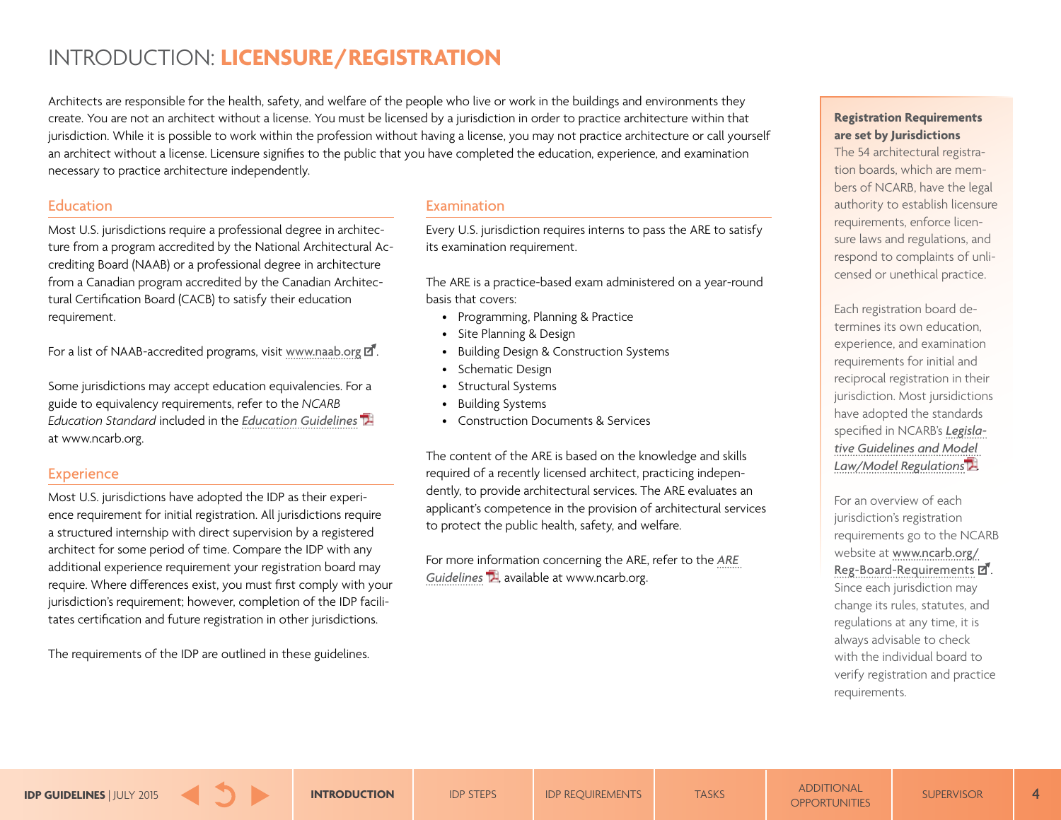# INTRODUCTION: **LICENSURE/REGISTRATION**

Architects are responsible for the health, safety, and welfare of the people who live or work in the buildings and environments they create. You are not an architect without a license. You must be licensed by a jurisdiction in order to practice architecture within that jurisdiction. While it is possible to work within the profession without having a license, you may not practice architecture or call yourself an architect without a license. Licensure signifies to the public that you have completed the education, experience, and examination necessary to practice architecture independently.

## Education

Most U.S. jurisdictions require a professional degree in architecture from a program accredited by the National Architectural Accrediting Board (NAAB) or a professional degree in architecture from a Canadian program accredited by the Canadian Architectural Certification Board (CACB) to satisfy their education requirement.

For a list of NAAB-accredited programs, visit www.naab.org.

Some jurisdictions may accept education equivalencies. For a guide to equivalency requirements, refer to the *NCARB Education Standard* included in the *Education Guidelines* at www.ncarb.org.

## Experience

Most U.S. jurisdictions have adopted the IDP as their experience requirement for initial registration. All jurisdictions require a structured internship with direct supervision by a registered architect for some period of time. Compare the IDP with any additional experience requirement your registration board may require. Where differences exist, you must first comply with your jurisdiction's requirement; however, completion of the IDP facilitates certification and future registration in other jurisdictions.

The requirements of the IDP are outlined in these guidelines.

## Examination

Every U.S. jurisdiction requires interns to pass the ARE to satisfy its examination requirement.

The ARE is a practice-based exam administered on a year-round basis that covers:

- Programming, Planning & Practice
- Site Planning & Design
- Building Design & Construction Systems
- Schematic Design
- Structural Systems
- Building Systems
- Construction Documents & Services

The content of the ARE is based on the knowledge and skills required of a recently licensed architect, practicing independently, to provide architectural services. The ARE evaluates an applicant's competence in the provision of architectural services to protect the public health, safety, and welfare.

For more information concerning the ARE, refer to the *ARE Guidelines*, available at www.ncarb.org.

**Registration Requirements are set by Jurisdictions**

The 54 architectural registration boards, which are members of NCARB, have the legal authority to establish licensure requirements, enforce licensure laws and regulations, and respond to complaints of unlicensed or unethical practice.

Each registration board determines its own education, experience, and examination requirements for initial and reciprocal registration in their jurisdiction. Most jurisdictions have adopted the standards specified in NCARB's *Legislative Guidelines and Model Law/Model Regulations*.

For an overview of each jurisdiction's registration requirements go to the NCARB website at www.ncarb.org/Reg-Board-Requirements. Since each jurisdiction may change its rules, statutes, and regulations at any time, it is always advisable to check with the individual board to verify registration and practice requirements.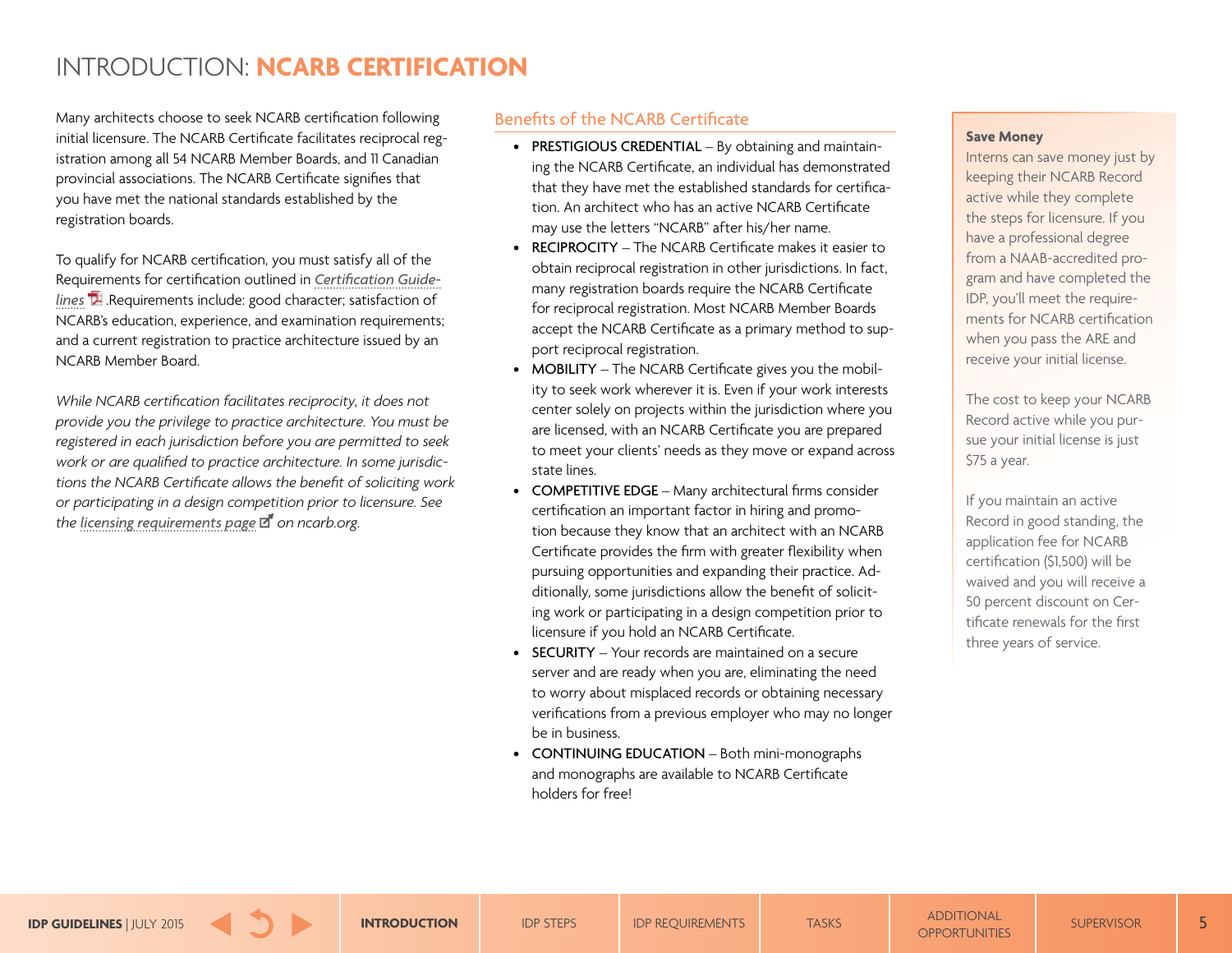# INTRODUCTION: NCARB CERTIFICATION

Many architects choose to seek NCARB certification following initial licensure. The NCARB Certificate facilitates reciprocal registration among all 54 NCARB Member Boards, and 11 Canadian provincial associations. The NCARB Certificate signifies that you have met the national standards established by the registration boards.

To qualify for NCARB certification, you must satisfy all of the Requirements for certification outlined in *Certification Guidelines*. Requirements include: good character; satisfaction of NCARB's education, experience, and examination requirements; and a current registration to practice architecture issued by an NCARB Member Board.

*While NCARB certification facilitates reciprocity, it does not provide you the privilege to practice architecture. You must be registered in each jurisdiction before you are permitted to seek work or are qualified to practice architecture. In some jurisdictions the NCARB Certificate allows the benefit of soliciting work or participating in a design competition prior to licensure. See the licensing requirements page on ncarb.org.*

## Benefits of the NCARB Certificate

- PRESTIGIOUS CREDENTIAL – By obtaining and maintaining the NCARB Certificate, an individual has demonstrated that they have met the established standards for certification. An architect who has an active NCARB Certificate may use the letters "NCARB" after his/her name.
- RECIPROCITY – The NCARB Certificate makes it easier to obtain reciprocal registration in other jurisdictions. In fact, many registration boards require the NCARB Certificate for reciprocal registration. Most NCARB Member Boards accept the NCARB Certificate as a primary method to support reciprocal registration.
- MOBILITY – The NCARB Certificate gives you the mobility to seek work wherever it is. Even if your work interests center solely on projects within the jurisdiction where you are licensed, with an NCARB Certificate you are prepared to meet your clients' needs as they move or expand across state lines.
- COMPETITIVE EDGE – Many architectural firms consider certification an important factor in hiring and promotion because they know that an architect with an NCARB Certificate provides the firm with greater flexibility when pursuing opportunities and expanding their practice. Additionally, some jurisdictions allow the benefit of soliciting work or participating in a design competition prior to licensure if you hold an NCARB Certificate.
- SECURITY – Your records are maintained on a secure server and are ready when you are, eliminating the need to worry about misplaced records or obtaining necessary verifications from a previous employer who may no longer be in business.
- CONTINUING EDUCATION – Both mini-monographs and monographs are available to NCARB Certificate holders for free!

**Save Money**

Interns can save money just by keeping their NCARB Record active while they complete the steps for licensure. If you have a professional degree from a NAAB-accredited program and have completed the IDP, you'll meet the requirements for NCARB certification when you pass the ARE and receive your initial license.

The cost to keep your NCARB Record active while you pursue your initial license is just $75 a year.

If you maintain an active Record in good standing, the application fee for NCARB certification ($1,500) will be waived and you will receive a 50 percent discount on Certificate renewals for the first three years of service.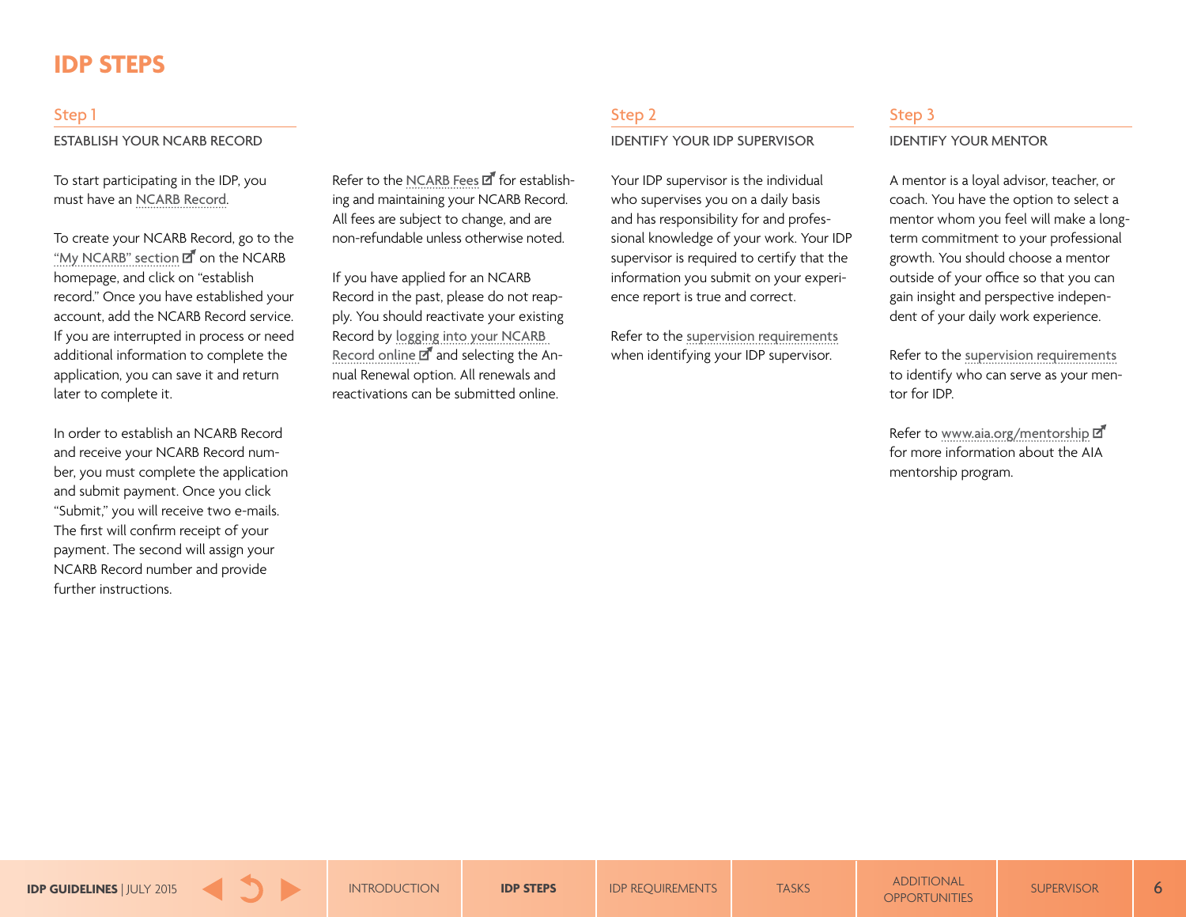# IDP STEPS

## Step 1

### ESTABLISH YOUR NCARB RECORD

To start participating in the IDP, you must have an NCARB Record.

To create your NCARB Record, go to the "My NCARB" section on the NCARB homepage, and click on "establish record." Once you have established your account, add the NCARB Record service. If you are interrupted in process or need additional information to complete the application, you can save it and return later to complete it.

In order to establish an NCARB Record and receive your NCARB Record number, you must complete the application and submit payment. Once you click "Submit," you will receive two e-mails. The first will confirm receipt of your payment. The second will assign your NCARB Record number and provide further instructions.

Refer to the NCARB Fees for establishing and maintaining your NCARB Record. All fees are subject to change, and are non-refundable unless otherwise noted.

If you have applied for an NCARB Record in the past, please do not reapply. You should reactivate your existing Record by logging into your NCARB Record online and selecting the Annual Renewal option. All renewals and reactivations can be submitted online.

## Step 2

### IDENTIFY YOUR IDP SUPERVISOR

Your IDP supervisor is the individual who supervises you on a daily basis and has responsibility for and professional knowledge of your work. Your IDP supervisor is required to certify that the information you submit on your experience report is true and correct.

Refer to the supervision requirements when identifying your IDP supervisor.

## Step 3

### IDENTIFY YOUR MENTOR

A mentor is a loyal advisor, teacher, or coach. You have the option to select a mentor whom you feel will make a long-term commitment to your professional growth. You should choose a mentor outside of your office so that you can gain insight and perspective independent of your daily work experience.

Refer to the supervision requirements to identify who can serve as your mentor for IDP.

Refer to www.aia.org/mentorship for more information about the AIA mentorship program.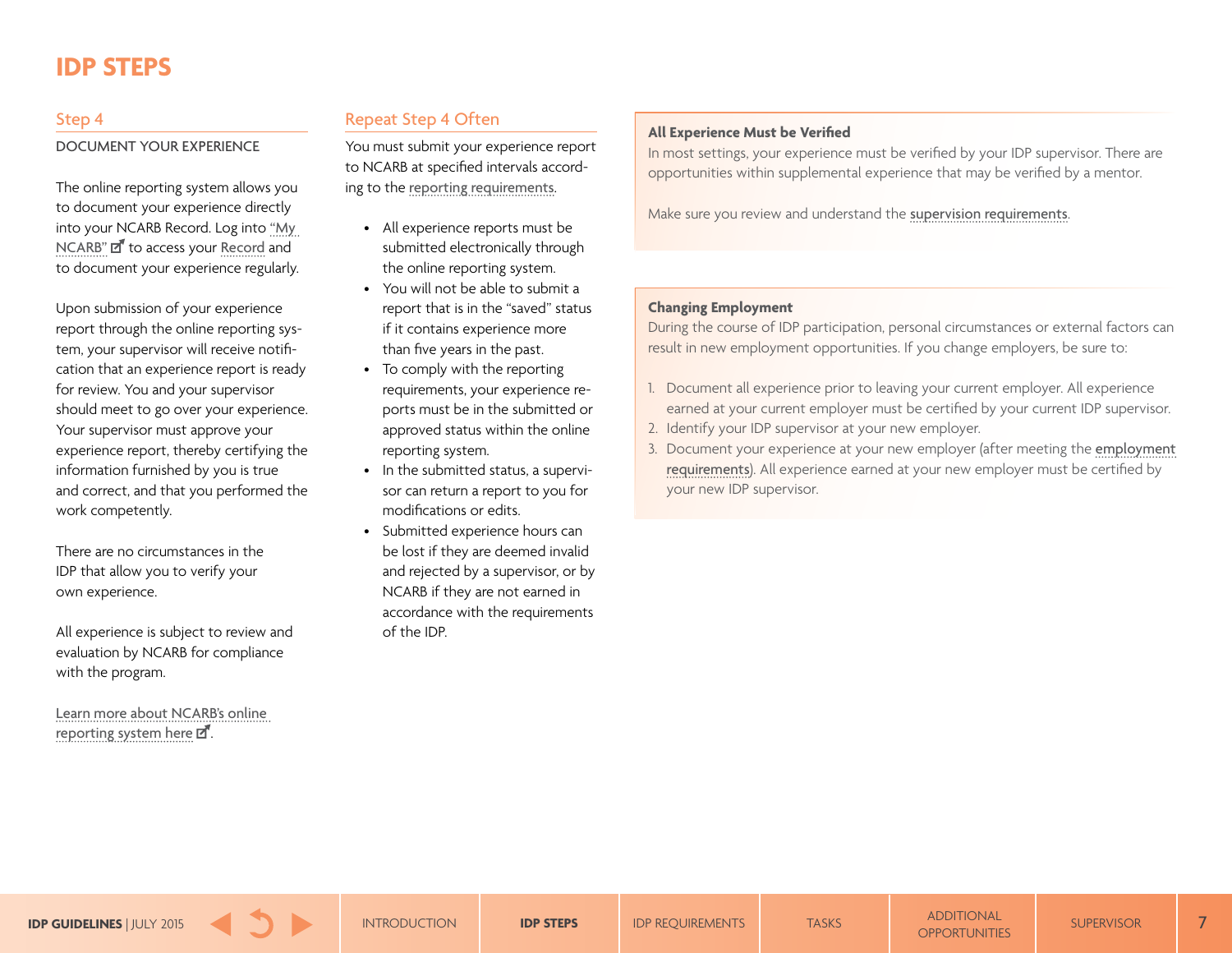# IDP STEPS

## Step 4

DOCUMENT YOUR EXPERIENCE

The online reporting system allows you to document your experience directly into your NCARB Record. Log into "My NCARB" to access your Record and to document your experience regularly.

Upon submission of your experience report through the online reporting system, your supervisor will receive notification that an experience report is ready for review. You and your supervisor should meet to go over your experience. Your supervisor must approve your experience report, thereby certifying the information furnished by you is true and correct, and that you performed the work competently.

There are no circumstances in the IDP that allow you to verify your own experience.

All experience is subject to review and evaluation by NCARB for compliance with the program.

Learn more about NCARB's online reporting system here.

## Repeat Step 4 Often

You must submit your experience report to NCARB at specified intervals according to the reporting requirements.

- All experience reports must be submitted electronically through the online reporting system.
- You will not be able to submit a report that is in the "saved" status if it contains experience more than five years in the past.
- To comply with the reporting requirements, your experience reports must be in the submitted or approved status within the online reporting system.
- In the submitted status, a supervisor can return a report to you for modifications or edits.
- Submitted experience hours can be lost if they are deemed invalid and rejected by a supervisor, or by NCARB if they are not earned in accordance with the requirements of the IDP.

**All Experience Must be Verified**

In most settings, your experience must be verified by your IDP supervisor. There are opportunities within supplemental experience that may be verified by a mentor.

Make sure you review and understand the supervision requirements.

**Changing Employment**

During the course of IDP participation, personal circumstances or external factors can result in new employment opportunities. If you change employers, be sure to:

1. Document all experience prior to leaving your current employer. All experience earned at your current employer must be certified by your current IDP supervisor.
2. Identify your IDP supervisor at your new employer.
3. Document your experience at your new employer (after meeting the employment requirements). All experience earned at your new employer must be certified by your new IDP supervisor.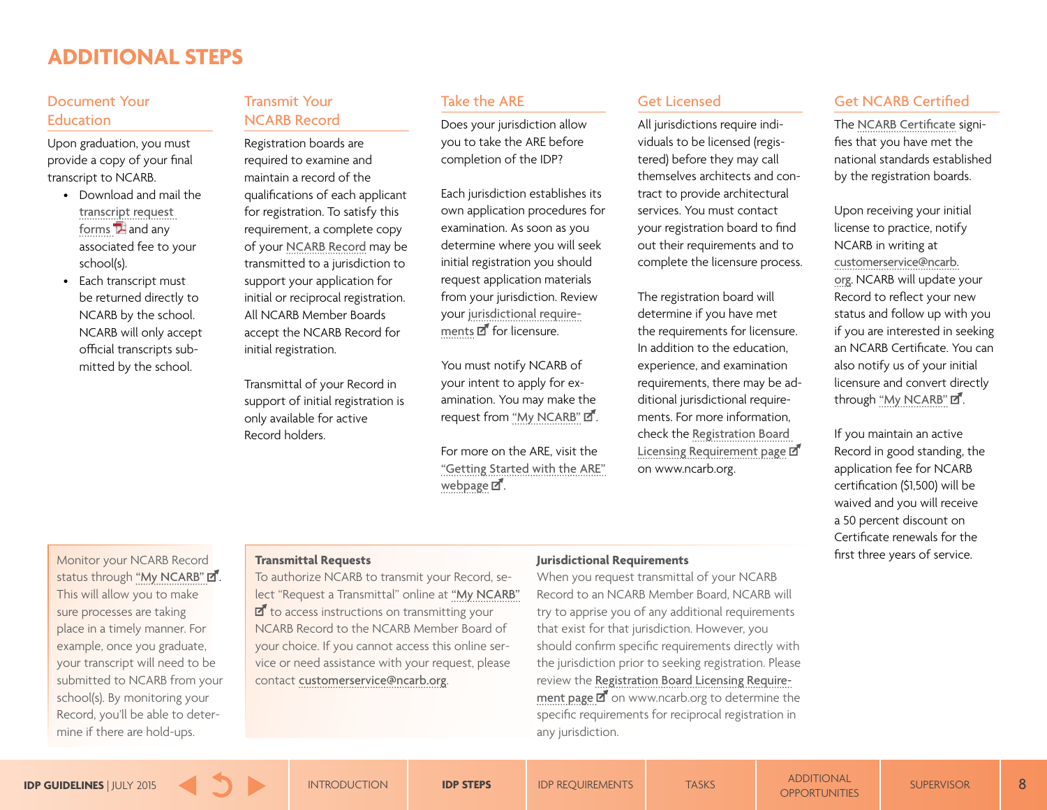# ADDITIONAL STEPS

## Document Your Education

Upon graduation, you must provide a copy of your final transcript to NCARB.

- Download and mail the transcript request forms and any associated fee to your school(s).
- Each transcript must be returned directly to NCARB by the school. NCARB will only accept official transcripts submitted by the school.

## Transmit Your NCARB Record

Registration boards are required to examine and maintain a record of the qualifications of each applicant for registration. To satisfy this requirement, a complete copy of your NCARB Record may be transmitted to a jurisdiction to support your application for initial or reciprocal registration. All NCARB Member Boards accept the NCARB Record for initial registration.

Transmittal of your Record in support of initial registration is only available for active Record holders.

## Take the ARE

Does your jurisdiction allow you to take the ARE before completion of the IDP?

Each jurisdiction establishes its own application procedures for examination. As soon as you determine where you will seek initial registration you should request application materials from your jurisdiction. Review your jurisdictional requirements for licensure.

You must notify NCARB of your intent to apply for examination. You may make the request from "My NCARB".

For more on the ARE, visit the "Getting Started with the ARE" webpage.

## Get Licensed

All jurisdictions require individuals to be licensed (registered) before they may call themselves architects and contract to provide architectural services. You must contact your registration board to find out their requirements and to complete the licensure process.

The registration board will determine if you have met the requirements for licensure. In addition to the education, experience, and examination requirements, there may be additional jurisdictional requirements. For more information, check the Registration Board Licensing Requirement page on www.ncarb.org.

## Get NCARB Certified

The NCARB Certificate signifies that you have met the national standards established by the registration boards.

Upon receiving your initial license to practice, notify NCARB in writing at customerservice@ncarb.org. NCARB will update your Record to reflect your new status and follow up with you if you are interested in seeking an NCARB Certificate. You can also notify us of your initial licensure and convert directly through "My NCARB".

If you maintain an active Record in good standing, the application fee for NCARB certification ($1,500) will be waived and you will receive a 50 percent discount on Certificate renewals for the first three years of service.

Monitor your NCARB Record status through "My NCARB". This will allow you to make sure processes are taking place in a timely manner. For example, once you graduate, your transcript will need to be submitted to NCARB from your school(s). By monitoring your Record, you'll be able to determine if there are hold-ups.

**Transmittal Requests**

To authorize NCARB to transmit your Record, select "Request a Transmittal" online at "My NCARB" to access instructions on transmitting your NCARB Record to the NCARB Member Board of your choice. If you cannot access this online service or need assistance with your request, please contact customerservice@ncarb.org.

**Jurisdictional Requirements**

When you request transmittal of your NCARB Record to an NCARB Member Board, NCARB will try to apprise you of any additional requirements that exist for that jurisdiction. However, you should confirm specific requirements directly with the jurisdiction prior to seeking registration. Please review the Registration Board Licensing Requirement page on www.ncarb.org to determine the specific requirements for reciprocal registration in any jurisdiction.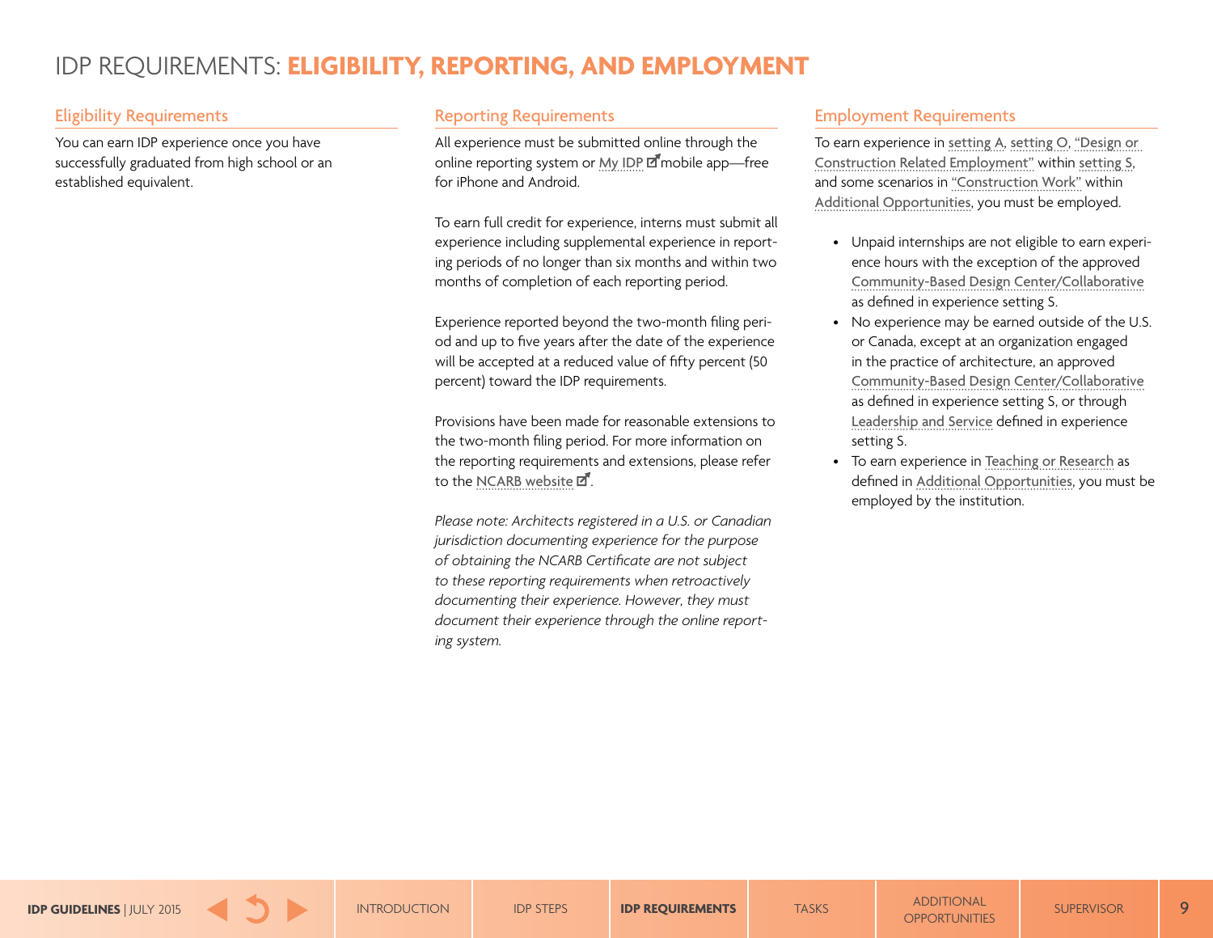# IDP REQUIREMENTS: **ELIGIBILITY, REPORTING, AND EMPLOYMENT**

## Eligibility Requirements

You can earn IDP experience once you have successfully graduated from high school or an established equivalent.

## Reporting Requirements

All experience must be submitted online through the online reporting system or My IDP mobile app—free for iPhone and Android.

To earn full credit for experience, interns must submit all experience including supplemental experience in reporting periods of no longer than six months and within two months of completion of each reporting period.

Experience reported beyond the two-month filing period and up to five years after the date of the experience will be accepted at a reduced value of fifty percent (50 percent) toward the IDP requirements.

Provisions have been made for reasonable extensions to the two-month filing period. For more information on the reporting requirements and extensions, please refer to the NCARB website.

*Please note: Architects registered in a U.S. or Canadian jurisdiction documenting experience for the purpose of obtaining the NCARB Certificate are not subject to these reporting requirements when retroactively documenting their experience. However, they must document their experience through the online reporting system.*

## Employment Requirements

To earn experience in setting A, setting O, "Design or Construction Related Employment" within setting S, and some scenarios in "Construction Work" within Additional Opportunities, you must be employed.

- Unpaid internships are not eligible to earn experience hours with the exception of the approved Community-Based Design Center/Collaborative as defined in experience setting S.
- No experience may be earned outside of the U.S. or Canada, except at an organization engaged in the practice of architecture, an approved Community-Based Design Center/Collaborative as defined in experience setting S, or through Leadership and Service defined in experience setting S.
- To earn experience in Teaching or Research as defined in Additional Opportunities, you must be employed by the institution.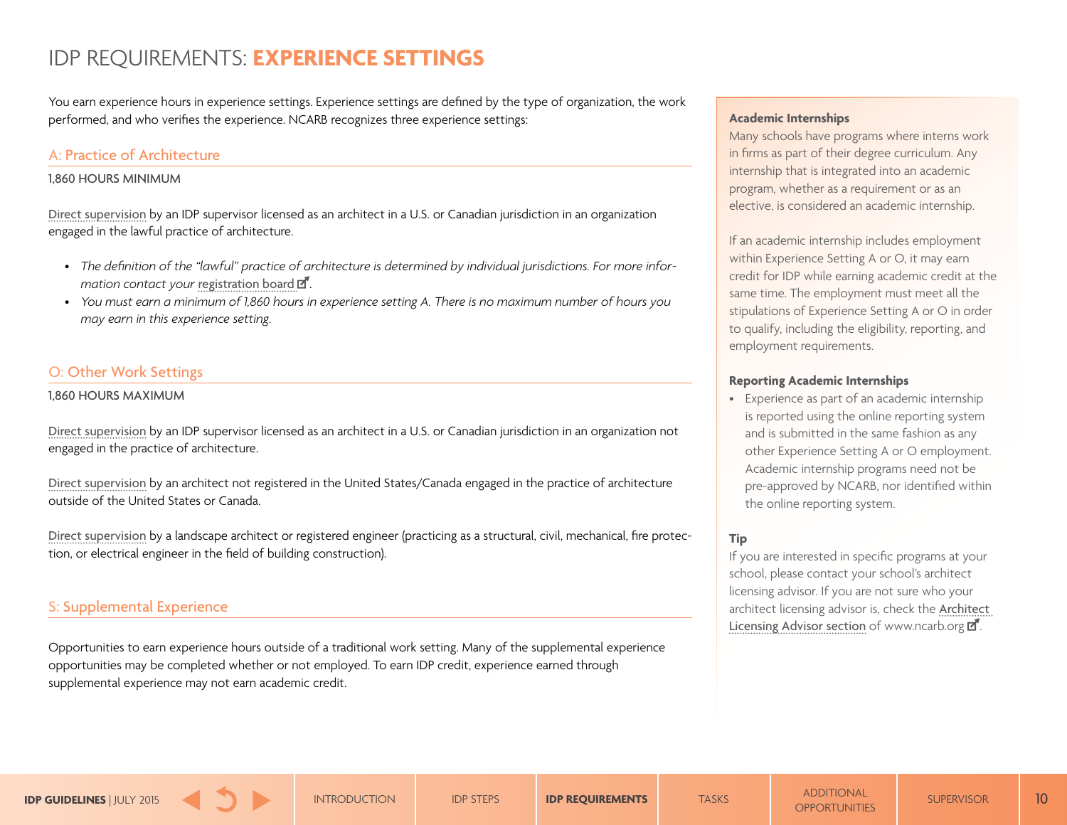# IDP REQUIREMENTS: EXPERIENCE SETTINGS

You earn experience hours in experience settings. Experience settings are defined by the type of organization, the work performed, and who verifies the experience. NCARB recognizes three experience settings:

## A: Practice of Architecture

1,860 HOURS MINIMUM

Direct supervision by an IDP supervisor licensed as an architect in a U.S. or Canadian jurisdiction in an organization engaged in the lawful practice of architecture.

- *The definition of the "lawful" practice of architecture is determined by individual jurisdictions. For more information contact your registration board.*
- *You must earn a minimum of 1,860 hours in experience setting A. There is no maximum number of hours you may earn in this experience setting.*

## O: Other Work Settings

1,860 HOURS MAXIMUM

Direct supervision by an IDP supervisor licensed as an architect in a U.S. or Canadian jurisdiction in an organization not engaged in the practice of architecture.

Direct supervision by an architect not registered in the United States/Canada engaged in the practice of architecture outside of the United States or Canada.

Direct supervision by a landscape architect or registered engineer (practicing as a structural, civil, mechanical, fire protection, or electrical engineer in the field of building construction).

## S: Supplemental Experience

Opportunities to earn experience hours outside of a traditional work setting. Many of the supplemental experience opportunities may be completed whether or not employed. To earn IDP credit, experience earned through supplemental experience may not earn academic credit.

### Academic Internships

Many schools have programs where interns work in firms as part of their degree curriculum. Any internship that is integrated into an academic program, whether as a requirement or as an elective, is considered an academic internship.

If an academic internship includes employment within Experience Setting A or O, it may earn credit for IDP while earning academic credit at the same time. The employment must meet all the stipulations of Experience Setting A or O in order to qualify, including the eligibility, reporting, and employment requirements.

### Reporting Academic Internships

- Experience as part of an academic internship is reported using the online reporting system and is submitted in the same fashion as any other Experience Setting A or O employment. Academic internship programs need not be pre-approved by NCARB, nor identified within the online reporting system.

### Tip

If you are interested in specific programs at your school, please contact your school's architect licensing advisor. If you are not sure who your architect licensing advisor is, check the Architect Licensing Advisor section of www.ncarb.org.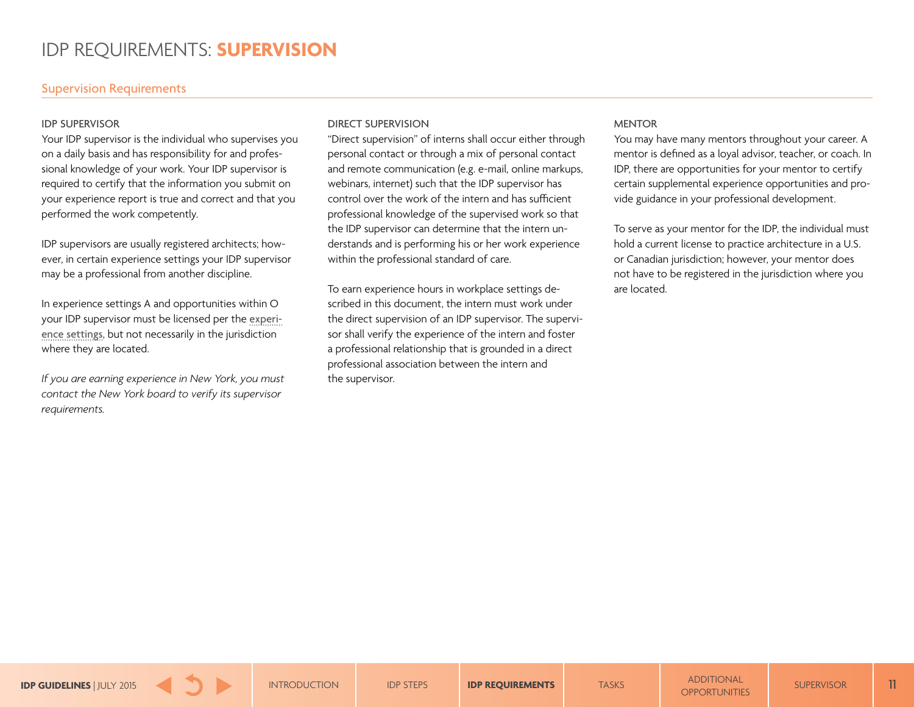# IDP REQUIREMENTS: **SUPERVISION**

## Supervision Requirements

### IDP SUPERVISOR

Your IDP supervisor is the individual who supervises you on a daily basis and has responsibility for and professional knowledge of your work. Your IDP supervisor is required to certify that the information you submit on your experience report is true and correct and that you performed the work competently.

IDP supervisors are usually registered architects; however, in certain experience settings your IDP supervisor may be a professional from another discipline.

In experience settings A and opportunities within O your IDP supervisor must be licensed per the experience settings, but not necessarily in the jurisdiction where they are located.

*If you are earning experience in New York, you must contact the New York board to verify its supervisor requirements.*

### DIRECT SUPERVISION

"Direct supervision" of interns shall occur either through personal contact or through a mix of personal contact and remote communication (e.g. e-mail, online markups, webinars, internet) such that the IDP supervisor has control over the work of the intern and has sufficient professional knowledge of the supervised work so that the IDP supervisor can determine that the intern understands and is performing his or her work experience within the professional standard of care.

To earn experience hours in workplace settings described in this document, the intern must work under the direct supervision of an IDP supervisor. The supervisor shall verify the experience of the intern and foster a professional relationship that is grounded in a direct professional association between the intern and the supervisor.

### MENTOR

You may have many mentors throughout your career. A mentor is defined as a loyal advisor, teacher, or coach. In IDP, there are opportunities for your mentor to certify certain supplemental experience opportunities and provide guidance in your professional development.

To serve as your mentor for the IDP, the individual must hold a current license to practice architecture in a U.S. or Canadian jurisdiction; however, your mentor does not have to be registered in the jurisdiction where you are located.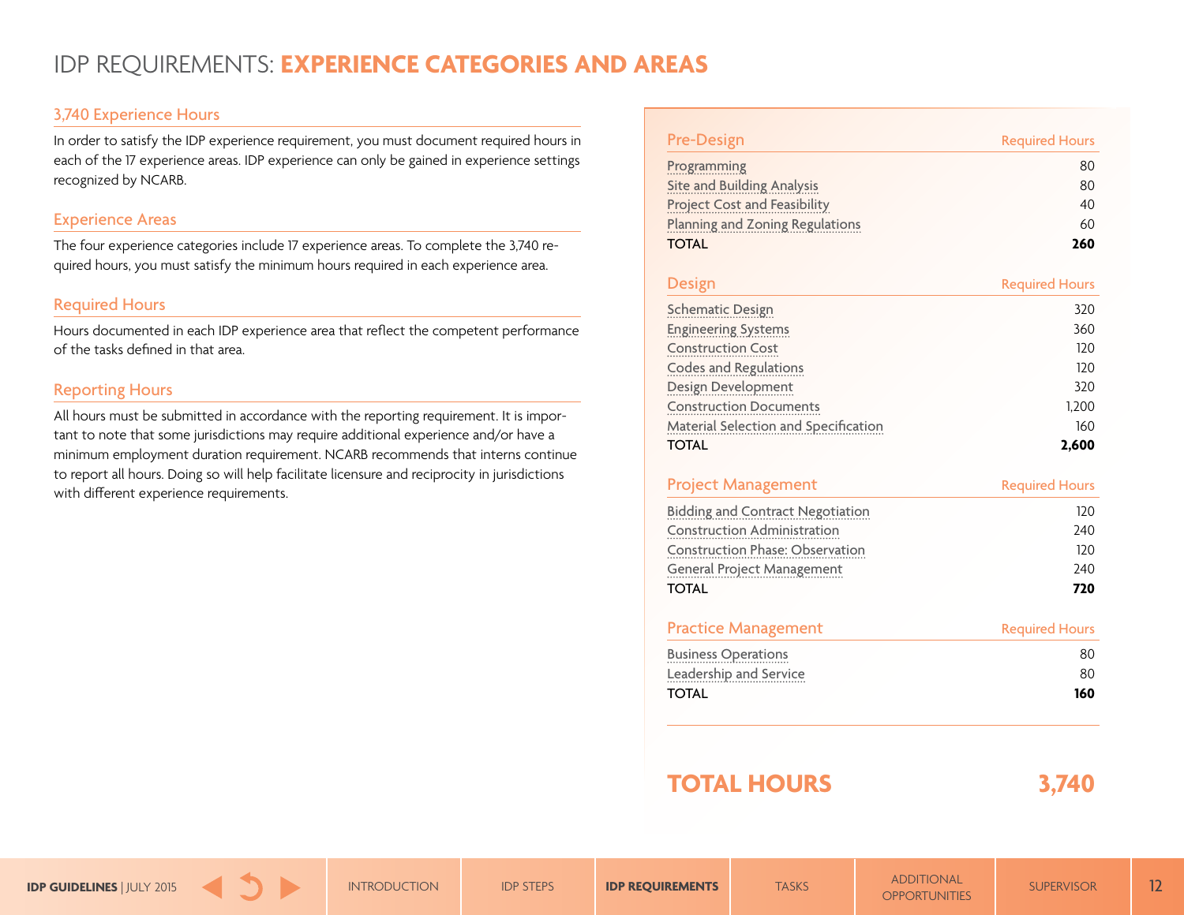# IDP REQUIREMENTS: **EXPERIENCE CATEGORIES AND AREAS**

## 3,740 Experience Hours

In order to satisfy the IDP experience requirement, you must document required hours in each of the 17 experience areas. IDP experience can only be gained in experience settings recognized by NCARB.

## Experience Areas

The four experience categories include 17 experience areas. To complete the 3,740 required hours, you must satisfy the minimum hours required in each experience area.

## Required Hours

Hours documented in each IDP experience area that reflect the competent performance of the tasks defined in that area.

## Reporting Hours

All hours must be submitted in accordance with the reporting requirement. It is important to note that some jurisdictions may require additional experience and/or have a minimum employment duration requirement. NCARB recommends that interns continue to report all hours. Doing so will help facilitate licensure and reciprocity in jurisdictions with different experience requirements.

| Pre-Design | Required Hours |
|---|---|
| Programming | 80 |
| Site and Building Analysis | 80 |
| Project Cost and Feasibility | 40 |
| Planning and Zoning Regulations | 60 |
| **TOTAL** | **260** |

| Design | Required Hours |
|---|---|
| Schematic Design | 320 |
| Engineering Systems | 360 |
| Construction Cost | 120 |
| Codes and Regulations | 120 |
| Design Development | 320 |
| Construction Documents | 1,200 |
| Material Selection and Specification | 160 |
| **TOTAL** | **2,600** |

| Project Management | Required Hours |
|---|---|
| Bidding and Contract Negotiation | 120 |
| Construction Administration | 240 |
| Construction Phase: Observation | 120 |
| General Project Management | 240 |
| **TOTAL** | **720** |

| Practice Management | Required Hours |
|---|---|
| Business Operations | 80 |
| Leadership and Service | 80 |
| **TOTAL** | **160** |

**TOTAL HOURS 3,740**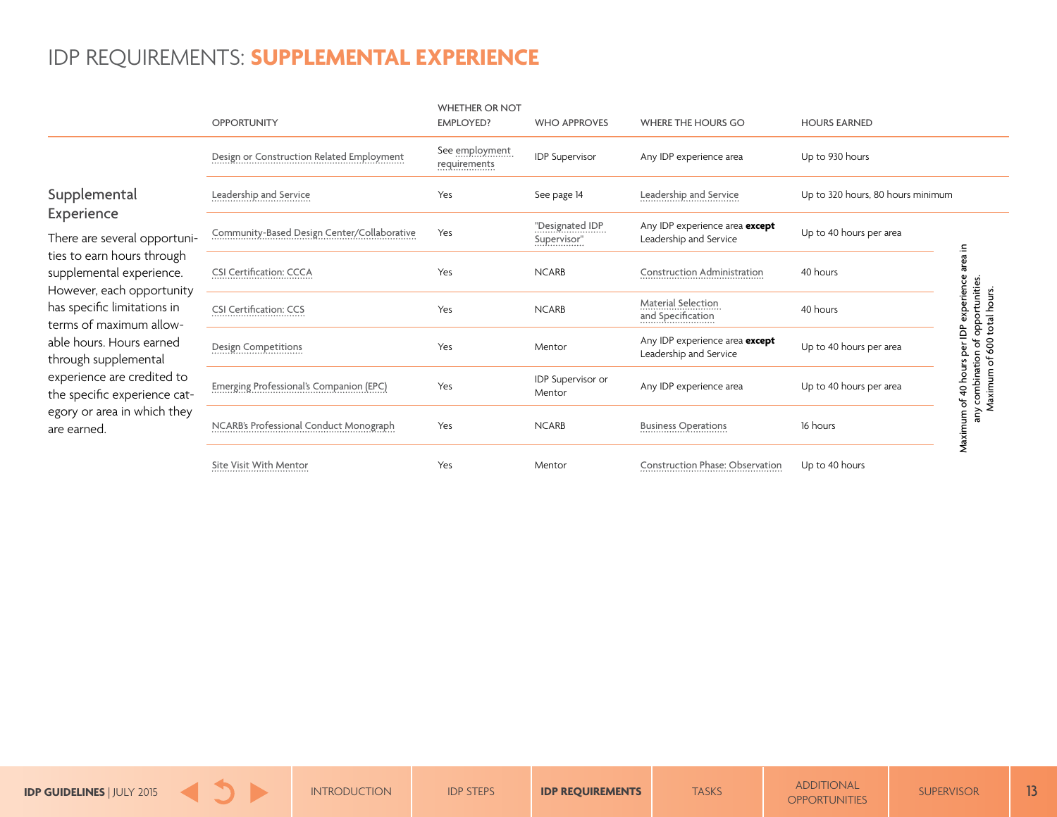# IDP REQUIREMENTS: **SUPPLEMENTAL EXPERIENCE**

## Supplemental Experience

There are several opportunities to earn hours through supplemental experience. However, each opportunity has specific limitations in terms of maximum allowable hours. Hours earned through supplemental experience are credited to the specific experience category or area in which they are earned.

| OPPORTUNITY | WHETHER OR NOT EMPLOYED? | WHO APPROVES | WHERE THE HOURS GO | HOURS EARNED | |
|---|---|---|---|---|---|
| Design or Construction Related Employment | See employment requirements | IDP Supervisor | Any IDP experience area | Up to 930 hours | |
| Leadership and Service | Yes | See page 14 | Leadership and Service | Up to 320 hours, 80 hours minimum | |
| Community-Based Design Center/Collaborative | Yes | "Designated IDP Supervisor" | Any IDP experience area **except** Leadership and Service | Up to 40 hours per area | Maximum of 40 hours per IDP experience area in any combination of opportunities. Maximum of 600 total hours. |
| CSI Certification: CCCA | Yes | NCARB | Construction Administration | 40 hours | |
| CSI Certification: CCS | Yes | NCARB | Material Selection and Specification | 40 hours | |
| Design Competitions | Yes | Mentor | Any IDP experience area **except** Leadership and Service | Up to 40 hours per area | |
| Emerging Professional's Companion (EPC) | Yes | IDP Supervisor or Mentor | Any IDP experience area | Up to 40 hours per area | |
| NCARB's Professional Conduct Monograph | Yes | NCARB | Business Operations | 16 hours | |
| Site Visit With Mentor | Yes | Mentor | Construction Phase: Observation | Up to 40 hours | |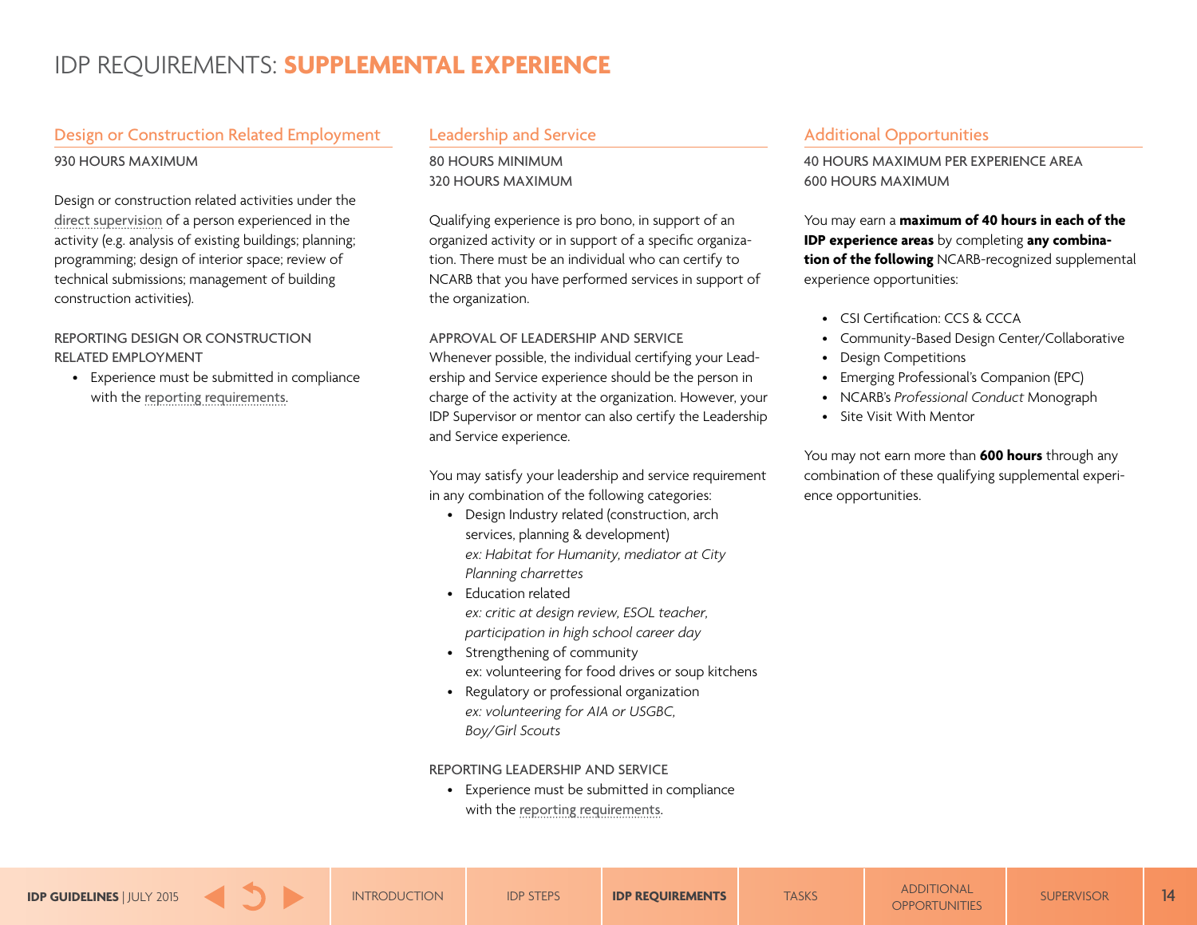# IDP REQUIREMENTS: **SUPPLEMENTAL EXPERIENCE**

## Design or Construction Related Employment

930 HOURS MAXIMUM

Design or construction related activities under the direct supervision of a person experienced in the activity (e.g. analysis of existing buildings; planning; programming; design of interior space; review of technical submissions; management of building construction activities).

REPORTING DESIGN OR CONSTRUCTION RELATED EMPLOYMENT

- Experience must be submitted in compliance with the reporting requirements.

## Leadership and Service

80 HOURS MINIMUM
320 HOURS MAXIMUM

Qualifying experience is pro bono, in support of an organized activity or in support of a specific organization. There must be an individual who can certify to NCARB that you have performed services in support of the organization.

APPROVAL OF LEADERSHIP AND SERVICE
Whenever possible, the individual certifying your Leadership and Service experience should be the person in charge of the activity at the organization. However, your IDP Supervisor or mentor can also certify the Leadership and Service experience.

You may satisfy your leadership and service requirement in any combination of the following categories:

- Design Industry related (construction, arch services, planning & development)
  *ex: Habitat for Humanity, mediator at City Planning charrettes*
- Education related
  *ex: critic at design review, ESOL teacher, participation in high school career day*
- Strengthening of community
  ex: volunteering for food drives or soup kitchens
- Regulatory or professional organization
  *ex: volunteering for AIA or USGBC, Boy/Girl Scouts*

REPORTING LEADERSHIP AND SERVICE

- Experience must be submitted in compliance with the reporting requirements.

## Additional Opportunities

40 HOURS MAXIMUM PER EXPERIENCE AREA
600 HOURS MAXIMUM

You may earn a **maximum of 40 hours in each of the IDP experience areas** by completing **any combination of the following** NCARB-recognized supplemental experience opportunities:

- CSI Certification: CCS & CCCA
- Community-Based Design Center/Collaborative
- Design Competitions
- Emerging Professional's Companion (EPC)
- NCARB's *Professional Conduct* Monograph
- Site Visit With Mentor

You may not earn more than **600 hours** through any combination of these qualifying supplemental experience opportunities.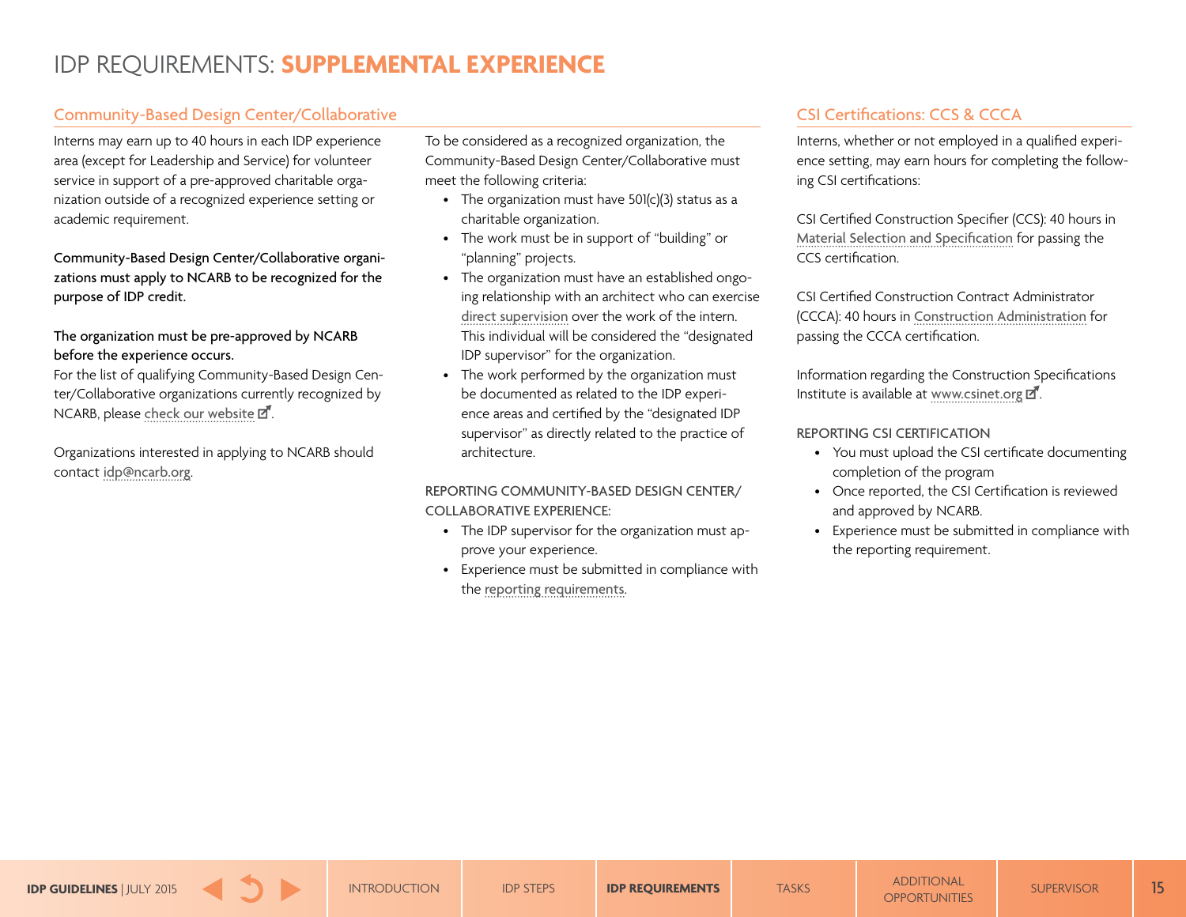# IDP REQUIREMENTS: **SUPPLEMENTAL EXPERIENCE**

## Community-Based Design Center/Collaborative

Interns may earn up to 40 hours in each IDP experience area (except for Leadership and Service) for volunteer service in support of a pre-approved charitable organization outside of a recognized experience setting or academic requirement.

Community-Based Design Center/Collaborative organizations must apply to NCARB to be recognized for the purpose of IDP credit.

The organization must be pre-approved by NCARB before the experience occurs.

For the list of qualifying Community-Based Design Center/Collaborative organizations currently recognized by NCARB, please check our website.

Organizations interested in applying to NCARB should contact idp@ncarb.org.

To be considered as a recognized organization, the Community-Based Design Center/Collaborative must meet the following criteria:

- The organization must have 501(c)(3) status as a charitable organization.
- The work must be in support of "building" or "planning" projects.
- The organization must have an established ongoing relationship with an architect who can exercise direct supervision over the work of the intern. This individual will be considered the "designated IDP supervisor" for the organization.
- The work performed by the organization must be documented as related to the IDP experience areas and certified by the "designated IDP supervisor" as directly related to the practice of architecture.

REPORTING COMMUNITY-BASED DESIGN CENTER/ COLLABORATIVE EXPERIENCE:

- The IDP supervisor for the organization must approve your experience.
- Experience must be submitted in compliance with the reporting requirements.

## CSI Certifications: CCS & CCCA

Interns, whether or not employed in a qualified experience setting, may earn hours for completing the following CSI certifications:

CSI Certified Construction Specifier (CCS): 40 hours in Material Selection and Specification for passing the CCS certification.

CSI Certified Construction Contract Administrator (CCCA): 40 hours in Construction Administration for passing the CCCA certification.

Information regarding the Construction Specifications Institute is available at www.csinet.org.

REPORTING CSI CERTIFICATION

- You must upload the CSI certificate documenting completion of the program
- Once reported, the CSI Certification is reviewed and approved by NCARB.
- Experience must be submitted in compliance with the reporting requirement.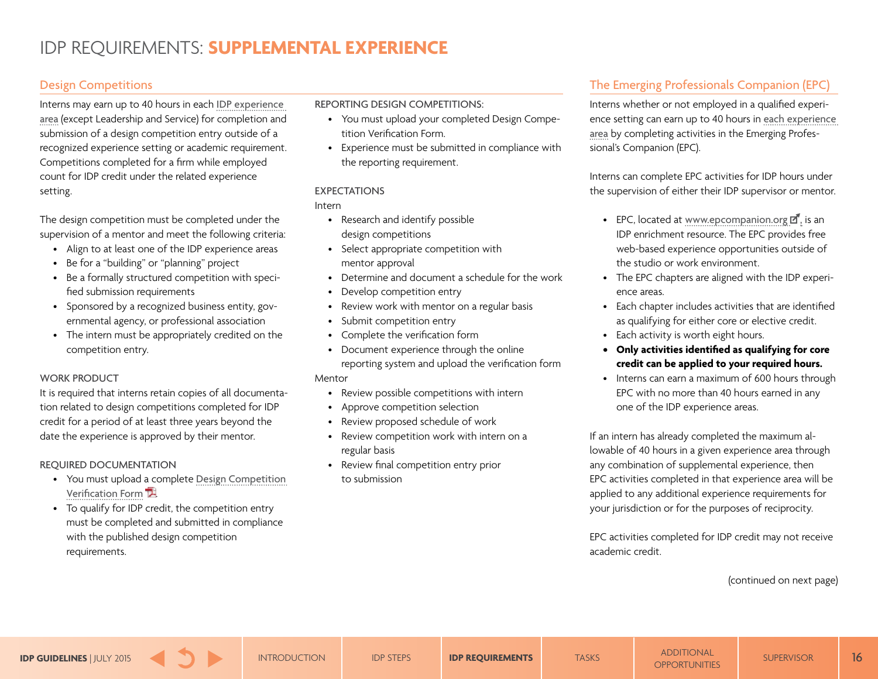# IDP REQUIREMENTS: **SUPPLEMENTAL EXPERIENCE**

## Design Competitions

Interns may earn up to 40 hours in each IDP experience area (except Leadership and Service) for completion and submission of a design competition entry outside of a recognized experience setting or academic requirement. Competitions completed for a firm while employed count for IDP credit under the related experience setting.

The design competition must be completed under the supervision of a mentor and meet the following criteria:

- Align to at least one of the IDP experience areas
- Be for a "building" or "planning" project
- Be a formally structured competition with specified submission requirements
- Sponsored by a recognized business entity, governmental agency, or professional association
- The intern must be appropriately credited on the competition entry.

WORK PRODUCT

It is required that interns retain copies of all documentation related to design competitions completed for IDP credit for a period of at least three years beyond the date the experience is approved by their mentor.

REQUIRED DOCUMENTATION

- You must upload a complete Design Competition Verification Form.
- To qualify for IDP credit, the competition entry must be completed and submitted in compliance with the published design competition requirements.

REPORTING DESIGN COMPETITIONS:

- You must upload your completed Design Competition Verification Form.
- Experience must be submitted in compliance with the reporting requirement.

EXPECTATIONS

Intern

- Research and identify possible design competitions
- Select appropriate competition with mentor approval
- Determine and document a schedule for the work
- Develop competition entry
- Review work with mentor on a regular basis
- Submit competition entry
- Complete the verification form
- Document experience through the online reporting system and upload the verification form

Mentor

- Review possible competitions with intern
- Approve competition selection
- Review proposed schedule of work
- Review competition work with intern on a regular basis
- Review final competition entry prior to submission

## The Emerging Professionals Companion (EPC)

Interns whether or not employed in a qualified experience setting can earn up to 40 hours in each experience area by completing activities in the Emerging Professional's Companion (EPC).

Interns can complete EPC activities for IDP hours under the supervision of either their IDP supervisor or mentor.

- EPC, located at www.epcompanion.org, is an IDP enrichment resource. The EPC provides free web-based experience opportunities outside of the studio or work environment.
- The EPC chapters are aligned with the IDP experience areas.
- Each chapter includes activities that are identified as qualifying for either core or elective credit.
- Each activity is worth eight hours.
- **Only activities identified as qualifying for core credit can be applied to your required hours.**
- Interns can earn a maximum of 600 hours through EPC with no more than 40 hours earned in any one of the IDP experience areas.

If an intern has already completed the maximum allowable of 40 hours in a given experience area through any combination of supplemental experience, then EPC activities completed in that experience area will be applied to any additional experience requirements for your jurisdiction or for the purposes of reciprocity.

EPC activities completed for IDP credit may not receive academic credit.

(continued on next page)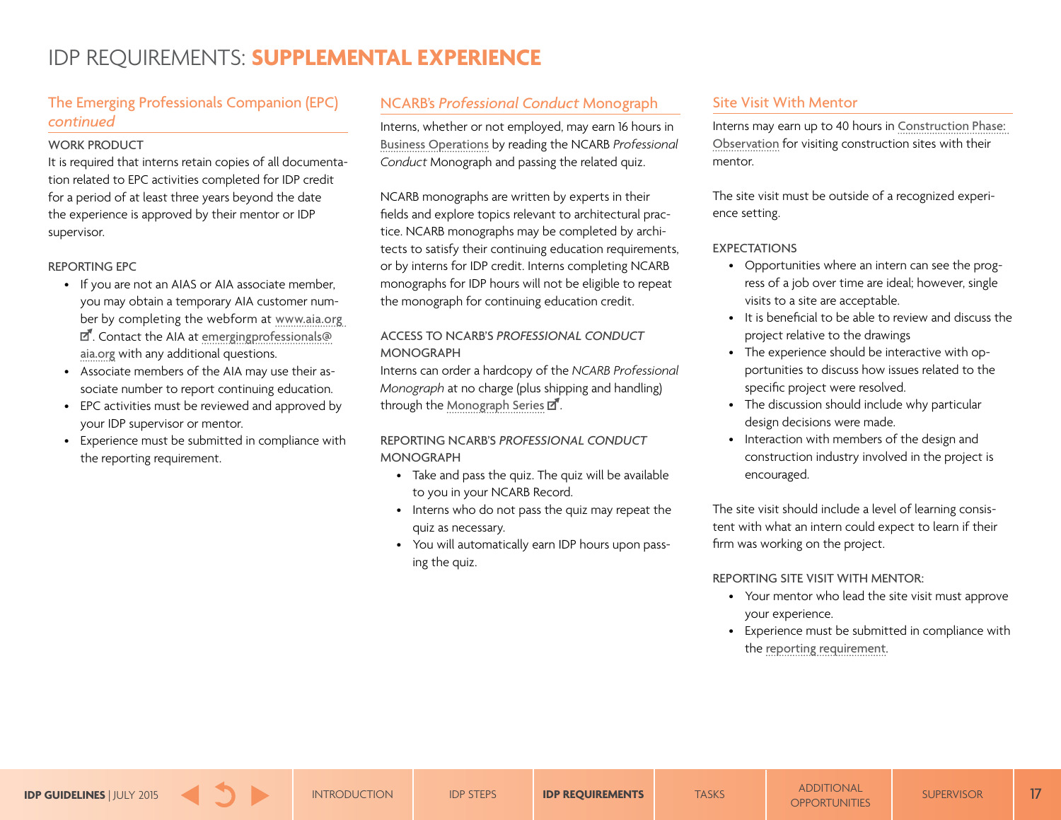# IDP REQUIREMENTS: **SUPPLEMENTAL EXPERIENCE**

## The Emerging Professionals Companion (EPC) *continued*

WORK PRODUCT

It is required that interns retain copies of all documentation related to EPC activities completed for IDP credit for a period of at least three years beyond the date the experience is approved by their mentor or IDP supervisor.

REPORTING EPC

- If you are not an AIAS or AIA associate member, you may obtain a temporary AIA customer number by completing the webform at www.aia.org. Contact the AIA at emergingprofessionals@aia.org with any additional questions.
- Associate members of the AIA may use their associate number to report continuing education.
- EPC activities must be reviewed and approved by your IDP supervisor or mentor.
- Experience must be submitted in compliance with the reporting requirement.

## NCARB's *Professional Conduct* Monograph

Interns, whether or not employed, may earn 16 hours in Business Operations by reading the NCARB *Professional Conduct* Monograph and passing the related quiz.

NCARB monographs are written by experts in their fields and explore topics relevant to architectural practice. NCARB monographs may be completed by architects to satisfy their continuing education requirements, or by interns for IDP credit. Interns completing NCARB monographs for IDP hours will not be eligible to repeat the monograph for continuing education credit.

ACCESS TO NCARB'S *PROFESSIONAL CONDUCT* MONOGRAPH

Interns can order a hardcopy of the *NCARB Professional Monograph* at no charge (plus shipping and handling) through the Monograph Series.

REPORTING NCARB'S *PROFESSIONAL CONDUCT* MONOGRAPH

- Take and pass the quiz. The quiz will be available to you in your NCARB Record.
- Interns who do not pass the quiz may repeat the quiz as necessary.
- You will automatically earn IDP hours upon passing the quiz.

## Site Visit With Mentor

Interns may earn up to 40 hours in Construction Phase: Observation for visiting construction sites with their mentor.

The site visit must be outside of a recognized experience setting.

EXPECTATIONS

- Opportunities where an intern can see the progress of a job over time are ideal; however, single visits to a site are acceptable.
- It is beneficial to be able to review and discuss the project relative to the drawings
- The experience should be interactive with opportunities to discuss how issues related to the specific project were resolved.
- The discussion should include why particular design decisions were made.
- Interaction with members of the design and construction industry involved in the project is encouraged.

The site visit should include a level of learning consistent with what an intern could expect to learn if their firm was working on the project.

REPORTING SITE VISIT WITH MENTOR:

- Your mentor who lead the site visit must approve your experience.
- Experience must be submitted in compliance with the reporting requirement.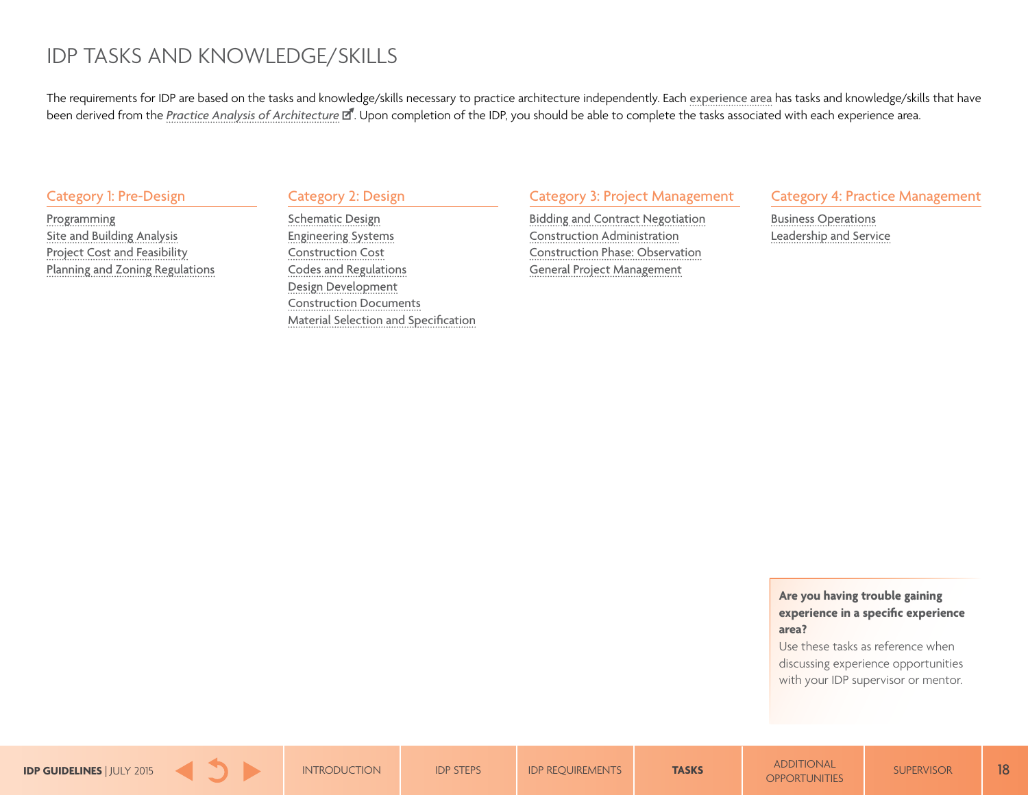# IDP TASKS AND KNOWLEDGE/SKILLS

The requirements for IDP are based on the tasks and knowledge/skills necessary to practice architecture independently. Each experience area has tasks and knowledge/skills that have been derived from the *Practice Analysis of Architecture*. Upon completion of the IDP, you should be able to complete the tasks associated with each experience area.

## Category 1: Pre-Design

- Programming
- Site and Building Analysis
- Project Cost and Feasibility
- Planning and Zoning Regulations

## Category 2: Design

- Schematic Design
- Engineering Systems
- Construction Cost
- Codes and Regulations
- Design Development
- Construction Documents
- Material Selection and Specification

## Category 3: Project Management

- Bidding and Contract Negotiation
- Construction Administration
- Construction Phase: Observation
- General Project Management

## Category 4: Practice Management

- Business Operations
- Leadership and Service

**Are you having trouble gaining experience in a specific experience area?**
Use these tasks as reference when discussing experience opportunities with your IDP supervisor or mentor.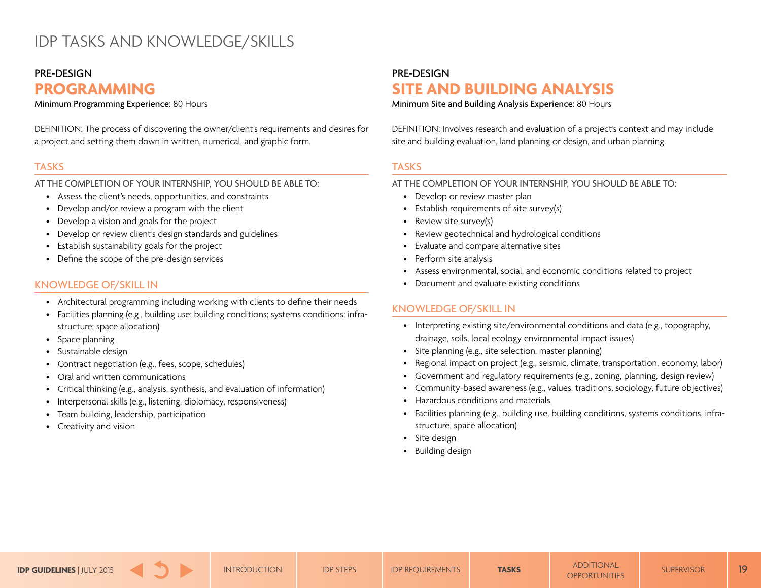# IDP TASKS AND KNOWLEDGE/SKILLS

## PRE-DESIGN
## PROGRAMMING

**Minimum Programming Experience:** 80 Hours

DEFINITION: The process of discovering the owner/client's requirements and desires for a project and setting them down in written, numerical, and graphic form.

### TASKS

AT THE COMPLETION OF YOUR INTERNSHIP, YOU SHOULD BE ABLE TO:

- Assess the client's needs, opportunities, and constraints
- Develop and/or review a program with the client
- Develop a vision and goals for the project
- Develop or review client's design standards and guidelines
- Establish sustainability goals for the project
- Define the scope of the pre-design services

### KNOWLEDGE OF/SKILL IN

- Architectural programming including working with clients to define their needs
- Facilities planning (e.g., building use; building conditions; systems conditions; infrastructure; space allocation)
- Space planning
- Sustainable design
- Contract negotiation (e.g., fees, scope, schedules)
- Oral and written communications
- Critical thinking (e.g., analysis, synthesis, and evaluation of information)
- Interpersonal skills (e.g., listening, diplomacy, responsiveness)
- Team building, leadership, participation
- Creativity and vision

## PRE-DESIGN
## SITE AND BUILDING ANALYSIS

**Minimum Site and Building Analysis Experience:** 80 Hours

DEFINITION: Involves research and evaluation of a project's context and may include site and building evaluation, land planning or design, and urban planning.

### TASKS

AT THE COMPLETION OF YOUR INTERNSHIP, YOU SHOULD BE ABLE TO:

- Develop or review master plan
- Establish requirements of site survey(s)
- Review site survey(s)
- Review geotechnical and hydrological conditions
- Evaluate and compare alternative sites
- Perform site analysis
- Assess environmental, social, and economic conditions related to project
- Document and evaluate existing conditions

### KNOWLEDGE OF/SKILL IN

- Interpreting existing site/environmental conditions and data (e.g., topography, drainage, soils, local ecology environmental impact issues)
- Site planning (e.g., site selection, master planning)
- Regional impact on project (e.g., seismic, climate, transportation, economy, labor)
- Government and regulatory requirements (e.g., zoning, planning, design review)
- Community-based awareness (e.g., values, traditions, sociology, future objectives)
- Hazardous conditions and materials
- Facilities planning (e.g., building use, building conditions, systems conditions, infrastructure, space allocation)
- Site design
- Building design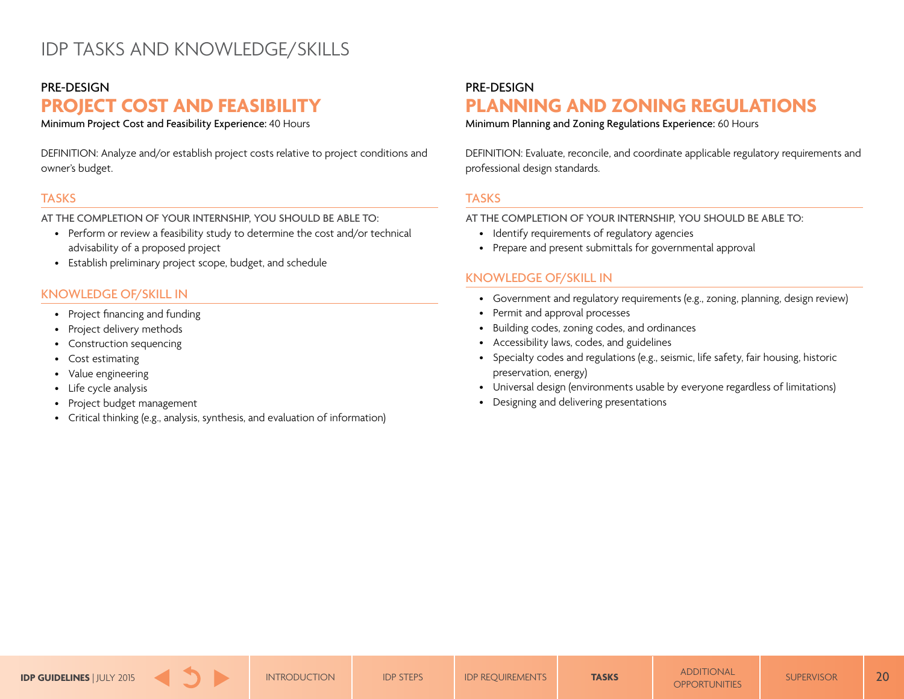# IDP TASKS AND KNOWLEDGE/SKILLS

PRE-DESIGN

## PROJECT COST AND FEASIBILITY

**Minimum Project Cost and Feasibility Experience:** 40 Hours

DEFINITION: Analyze and/or establish project costs relative to project conditions and owner's budget.

### TASKS

AT THE COMPLETION OF YOUR INTERNSHIP, YOU SHOULD BE ABLE TO:

- Perform or review a feasibility study to determine the cost and/or technical advisability of a proposed project
- Establish preliminary project scope, budget, and schedule

### KNOWLEDGE OF/SKILL IN

- Project financing and funding
- Project delivery methods
- Construction sequencing
- Cost estimating
- Value engineering
- Life cycle analysis
- Project budget management
- Critical thinking (e.g., analysis, synthesis, and evaluation of information)

PRE-DESIGN

## PLANNING AND ZONING REGULATIONS

**Minimum Planning and Zoning Regulations Experience:** 60 Hours

DEFINITION: Evaluate, reconcile, and coordinate applicable regulatory requirements and professional design standards.

### TASKS

AT THE COMPLETION OF YOUR INTERNSHIP, YOU SHOULD BE ABLE TO:

- Identify requirements of regulatory agencies
- Prepare and present submittals for governmental approval

### KNOWLEDGE OF/SKILL IN

- Government and regulatory requirements (e.g., zoning, planning, design review)
- Permit and approval processes
- Building codes, zoning codes, and ordinances
- Accessibility laws, codes, and guidelines
- Specialty codes and regulations (e.g., seismic, life safety, fair housing, historic preservation, energy)
- Universal design (environments usable by everyone regardless of limitations)
- Designing and delivering presentations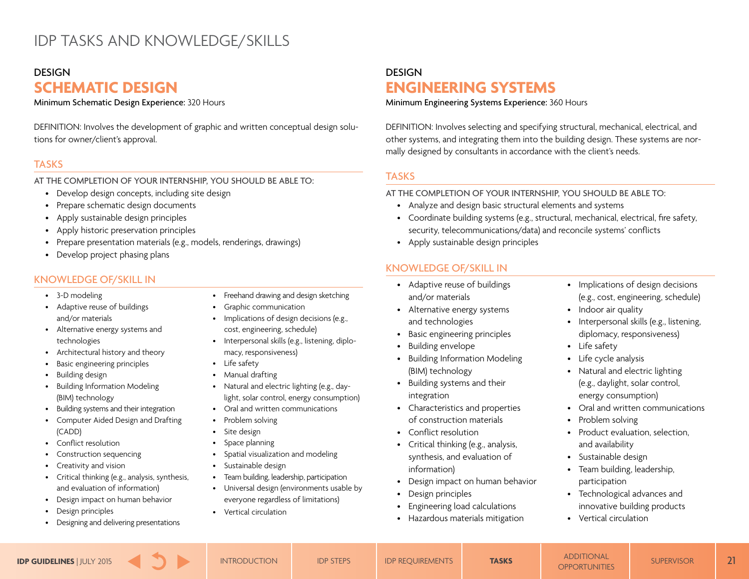# IDP TASKS AND KNOWLEDGE/SKILLS

## DESIGN
## SCHEMATIC DESIGN

**Minimum Schematic Design Experience:** 320 Hours

DEFINITION: Involves the development of graphic and written conceptual design solutions for owner/client's approval.

### TASKS

AT THE COMPLETION OF YOUR INTERNSHIP, YOU SHOULD BE ABLE TO:

- Develop design concepts, including site design
- Prepare schematic design documents
- Apply sustainable design principles
- Apply historic preservation principles
- Prepare presentation materials (e.g., models, renderings, drawings)
- Develop project phasing plans

### KNOWLEDGE OF/SKILL IN

- 3-D modeling
- Adaptive reuse of buildings and/or materials
- Alternative energy systems and technologies
- Architectural history and theory
- Basic engineering principles
- Building design
- Building Information Modeling (BIM) technology
- Building systems and their integration
- Computer Aided Design and Drafting (CADD)
- Conflict resolution
- Construction sequencing
- Creativity and vision
- Critical thinking (e.g., analysis, synthesis, and evaluation of information)
- Design impact on human behavior
- Design principles
- Designing and delivering presentations
- Freehand drawing and design sketching
- Graphic communication
- Implications of design decisions (e.g., cost, engineering, schedule)
- Interpersonal skills (e.g., listening, diplomacy, responsiveness)
- Life safety
- Manual drafting
- Natural and electric lighting (e.g., daylight, solar control, energy consumption)
- Oral and written communications
- Problem solving
- Site design
- Space planning
- Spatial visualization and modeling
- Sustainable design
- Team building, leadership, participation
- Universal design (environments usable by everyone regardless of limitations)
- Vertical circulation

## DESIGN
## ENGINEERING SYSTEMS

**Minimum Engineering Systems Experience:** 360 Hours

DEFINITION: Involves selecting and specifying structural, mechanical, electrical, and other systems, and integrating them into the building design. These systems are normally designed by consultants in accordance with the client's needs.

### TASKS

AT THE COMPLETION OF YOUR INTERNSHIP, YOU SHOULD BE ABLE TO:

- Analyze and design basic structural elements and systems
- Coordinate building systems (e.g., structural, mechanical, electrical, fire safety, security, telecommunications/data) and reconcile systems' conflicts
- Apply sustainable design principles

### KNOWLEDGE OF/SKILL IN

- Adaptive reuse of buildings and/or materials
- Alternative energy systems and technologies
- Basic engineering principles
- Building envelope
- Building Information Modeling (BIM) technology
- Building systems and their integration
- Characteristics and properties of construction materials
- Conflict resolution
- Critical thinking (e.g., analysis, synthesis, and evaluation of information)
- Design impact on human behavior
- Design principles
- Engineering load calculations
- Hazardous materials mitigation
- Implications of design decisions (e.g., cost, engineering, schedule)
- Indoor air quality
- Interpersonal skills (e.g., listening, diplomacy, responsiveness)
- Life safety
- Life cycle analysis
- Natural and electric lighting (e.g., daylight, solar control, energy consumption)
- Oral and written communications
- Problem solving
- Product evaluation, selection, and availability
- Sustainable design
- Team building, leadership, participation
- Technological advances and innovative building products
- Vertical circulation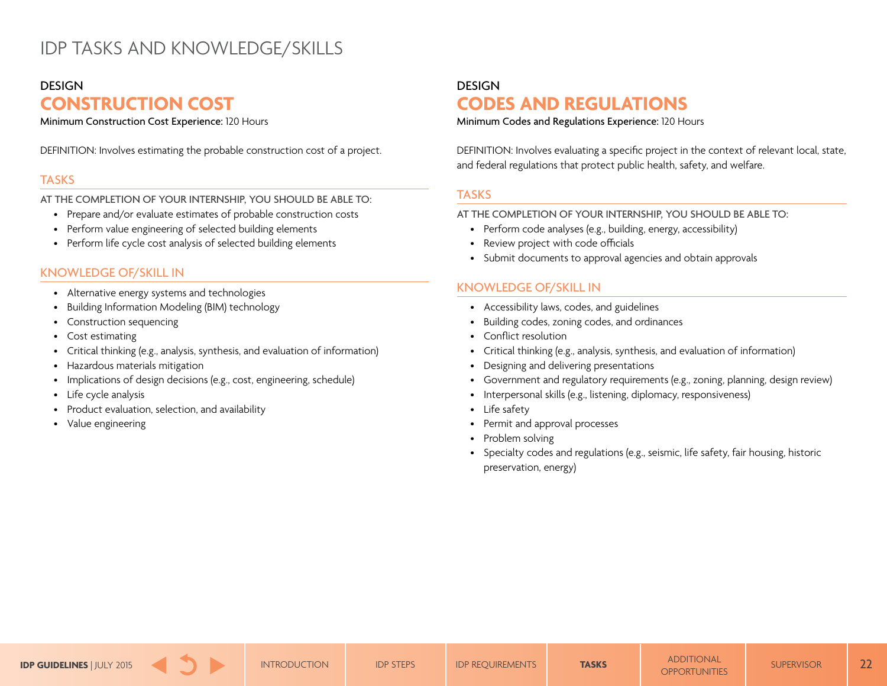# IDP TASKS AND KNOWLEDGE/SKILLS

## DESIGN
## CONSTRUCTION COST

**Minimum Construction Cost Experience:** 120 Hours

DEFINITION: Involves estimating the probable construction cost of a project.

### TASKS

AT THE COMPLETION OF YOUR INTERNSHIP, YOU SHOULD BE ABLE TO:

- Prepare and/or evaluate estimates of probable construction costs
- Perform value engineering of selected building elements
- Perform life cycle cost analysis of selected building elements

### KNOWLEDGE OF/SKILL IN

- Alternative energy systems and technologies
- Building Information Modeling (BIM) technology
- Construction sequencing
- Cost estimating
- Critical thinking (e.g., analysis, synthesis, and evaluation of information)
- Hazardous materials mitigation
- Implications of design decisions (e.g., cost, engineering, schedule)
- Life cycle analysis
- Product evaluation, selection, and availability
- Value engineering

## DESIGN
## CODES AND REGULATIONS

**Minimum Codes and Regulations Experience:** 120 Hours

DEFINITION: Involves evaluating a specific project in the context of relevant local, state, and federal regulations that protect public health, safety, and welfare.

### TASKS

AT THE COMPLETION OF YOUR INTERNSHIP, YOU SHOULD BE ABLE TO:

- Perform code analyses (e.g., building, energy, accessibility)
- Review project with code officials
- Submit documents to approval agencies and obtain approvals

### KNOWLEDGE OF/SKILL IN

- Accessibility laws, codes, and guidelines
- Building codes, zoning codes, and ordinances
- Conflict resolution
- Critical thinking (e.g., analysis, synthesis, and evaluation of information)
- Designing and delivering presentations
- Government and regulatory requirements (e.g., zoning, planning, design review)
- Interpersonal skills (e.g., listening, diplomacy, responsiveness)
- Life safety
- Permit and approval processes
- Problem solving
- Specialty codes and regulations (e.g., seismic, life safety, fair housing, historic preservation, energy)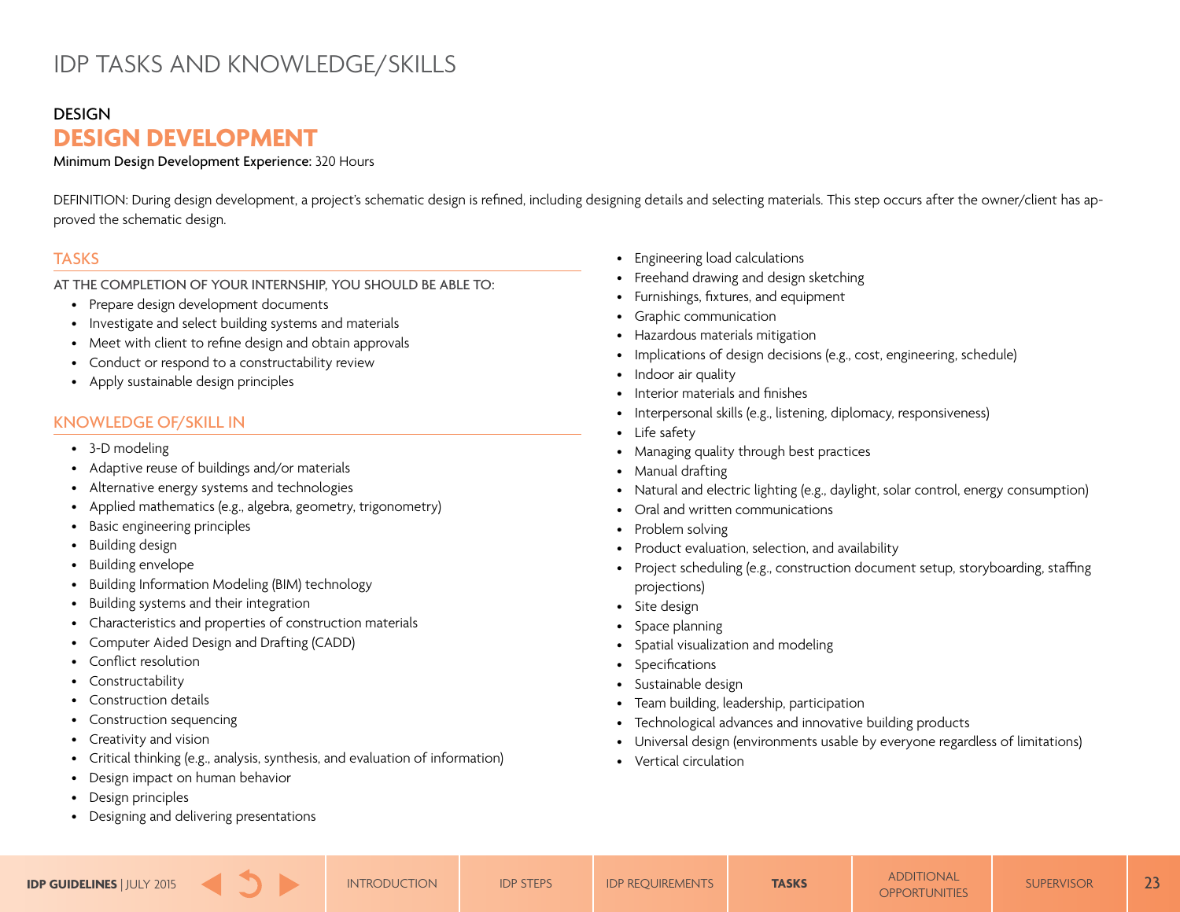# IDP TASKS AND KNOWLEDGE/SKILLS

## DESIGN

## DESIGN DEVELOPMENT

**Minimum Design Development Experience:** 320 Hours

DEFINITION: During design development, a project's schematic design is refined, including designing details and selecting materials. This step occurs after the owner/client has approved the schematic design.

### TASKS

AT THE COMPLETION OF YOUR INTERNSHIP, YOU SHOULD BE ABLE TO:

- Prepare design development documents
- Investigate and select building systems and materials
- Meet with client to refine design and obtain approvals
- Conduct or respond to a constructability review
- Apply sustainable design principles

### KNOWLEDGE OF/SKILL IN

- 3-D modeling
- Adaptive reuse of buildings and/or materials
- Alternative energy systems and technologies
- Applied mathematics (e.g., algebra, geometry, trigonometry)
- Basic engineering principles
- Building design
- Building envelope
- Building Information Modeling (BIM) technology
- Building systems and their integration
- Characteristics and properties of construction materials
- Computer Aided Design and Drafting (CADD)
- Conflict resolution
- Constructability
- Construction details
- Construction sequencing
- Creativity and vision
- Critical thinking (e.g., analysis, synthesis, and evaluation of information)
- Design impact on human behavior
- Design principles
- Designing and delivering presentations
- Engineering load calculations
- Freehand drawing and design sketching
- Furnishings, fixtures, and equipment
- Graphic communication
- Hazardous materials mitigation
- Implications of design decisions (e.g., cost, engineering, schedule)
- Indoor air quality
- Interior materials and finishes
- Interpersonal skills (e.g., listening, diplomacy, responsiveness)
- Life safety
- Managing quality through best practices
- Manual drafting
- Natural and electric lighting (e.g., daylight, solar control, energy consumption)
- Oral and written communications
- Problem solving
- Product evaluation, selection, and availability
- Project scheduling (e.g., construction document setup, storyboarding, staffing projections)
- Site design
- Space planning
- Spatial visualization and modeling
- Specifications
- Sustainable design
- Team building, leadership, participation
- Technological advances and innovative building products
- Universal design (environments usable by everyone regardless of limitations)
- Vertical circulation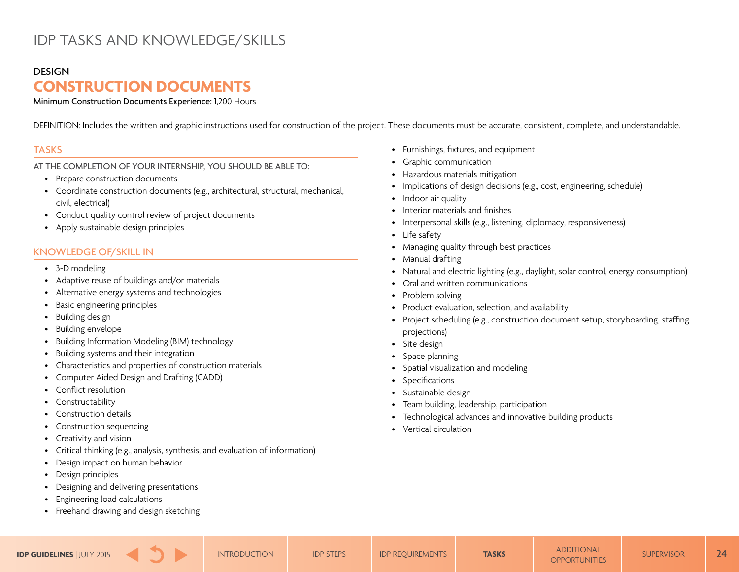# IDP TASKS AND KNOWLEDGE/SKILLS

## DESIGN

## CONSTRUCTION DOCUMENTS

**Minimum Construction Documents Experience:** 1,200 Hours

DEFINITION: Includes the written and graphic instructions used for construction of the project. These documents must be accurate, consistent, complete, and understandable.

### TASKS

AT THE COMPLETION OF YOUR INTERNSHIP, YOU SHOULD BE ABLE TO:

- Prepare construction documents
- Coordinate construction documents (e.g., architectural, structural, mechanical, civil, electrical)
- Conduct quality control review of project documents
- Apply sustainable design principles

### KNOWLEDGE OF/SKILL IN

- 3-D modeling
- Adaptive reuse of buildings and/or materials
- Alternative energy systems and technologies
- Basic engineering principles
- Building design
- Building envelope
- Building Information Modeling (BIM) technology
- Building systems and their integration
- Characteristics and properties of construction materials
- Computer Aided Design and Drafting (CADD)
- Conflict resolution
- Constructability
- Construction details
- Construction sequencing
- Creativity and vision
- Critical thinking (e.g., analysis, synthesis, and evaluation of information)
- Design impact on human behavior
- Design principles
- Designing and delivering presentations
- Engineering load calculations
- Freehand drawing and design sketching
- Furnishings, fixtures, and equipment
- Graphic communication
- Hazardous materials mitigation
- Implications of design decisions (e.g., cost, engineering, schedule)
- Indoor air quality
- Interior materials and finishes
- Interpersonal skills (e.g., listening, diplomacy, responsiveness)
- Life safety
- Managing quality through best practices
- Manual drafting
- Natural and electric lighting (e.g., daylight, solar control, energy consumption)
- Oral and written communications
- Problem solving
- Product evaluation, selection, and availability
- Project scheduling (e.g., construction document setup, storyboarding, staffing projections)
- Site design
- Space planning
- Spatial visualization and modeling
- Specifications
- Sustainable design
- Team building, leadership, participation
- Technological advances and innovative building products
- Vertical circulation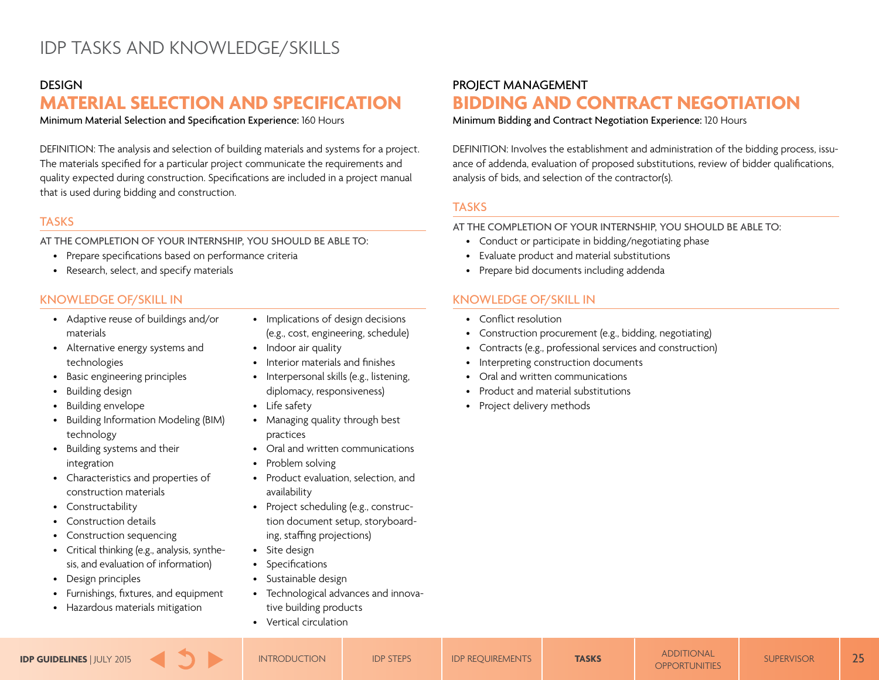# IDP TASKS AND KNOWLEDGE/SKILLS

## DESIGN

## MATERIAL SELECTION AND SPECIFICATION

**Minimum Material Selection and Specification Experience:** 160 Hours

DEFINITION: The analysis and selection of building materials and systems for a project. The materials specified for a particular project communicate the requirements and quality expected during construction. Specifications are included in a project manual that is used during bidding and construction.

### TASKS

AT THE COMPLETION OF YOUR INTERNSHIP, YOU SHOULD BE ABLE TO:

- Prepare specifications based on performance criteria
- Research, select, and specify materials

### KNOWLEDGE OF/SKILL IN

- Adaptive reuse of buildings and/or materials
- Alternative energy systems and technologies
- Basic engineering principles
- Building design
- Building envelope
- Building Information Modeling (BIM) technology
- Building systems and their integration
- Characteristics and properties of construction materials
- Constructability
- Construction details
- Construction sequencing
- Critical thinking (e.g., analysis, synthesis, and evaluation of information)
- Design principles
- Furnishings, fixtures, and equipment
- Hazardous materials mitigation
- Implications of design decisions (e.g., cost, engineering, schedule)
- Indoor air quality
- Interior materials and finishes
- Interpersonal skills (e.g., listening, diplomacy, responsiveness)
- Life safety
- Managing quality through best practices
- Oral and written communications
- Problem solving
- Product evaluation, selection, and availability
- Project scheduling (e.g., construction document setup, storyboarding, staffing projections)
- Site design
- Specifications
- Sustainable design
- Technological advances and innovative building products
- Vertical circulation

## PROJECT MANAGEMENT

## BIDDING AND CONTRACT NEGOTIATION

**Minimum Bidding and Contract Negotiation Experience:** 120 Hours

DEFINITION: Involves the establishment and administration of the bidding process, issuance of addenda, evaluation of proposed substitutions, review of bidder qualifications, analysis of bids, and selection of the contractor(s).

### TASKS

AT THE COMPLETION OF YOUR INTERNSHIP, YOU SHOULD BE ABLE TO:

- Conduct or participate in bidding/negotiating phase
- Evaluate product and material substitutions
- Prepare bid documents including addenda

### KNOWLEDGE OF/SKILL IN

- Conflict resolution
- Construction procurement (e.g., bidding, negotiating)
- Contracts (e.g., professional services and construction)
- Interpreting construction documents
- Oral and written communications
- Product and material substitutions
- Project delivery methods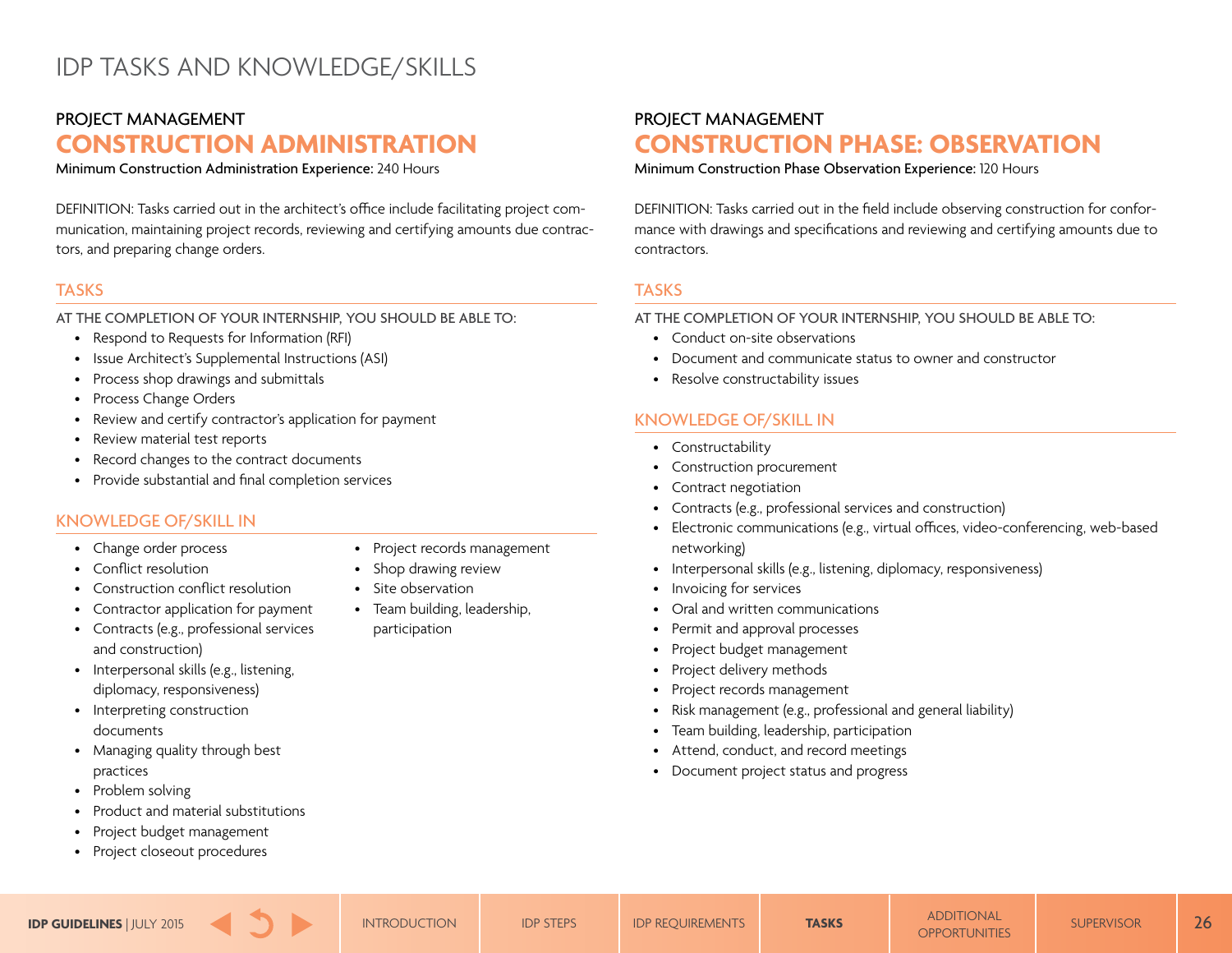# IDP TASKS AND KNOWLEDGE/SKILLS

## PROJECT MANAGEMENT
## CONSTRUCTION ADMINISTRATION

**Minimum Construction Administration Experience:** 240 Hours

DEFINITION: Tasks carried out in the architect's office include facilitating project communication, maintaining project records, reviewing and certifying amounts due contractors, and preparing change orders.

### TASKS

AT THE COMPLETION OF YOUR INTERNSHIP, YOU SHOULD BE ABLE TO:

- Respond to Requests for Information (RFI)
- Issue Architect's Supplemental Instructions (ASI)
- Process shop drawings and submittals
- Process Change Orders
- Review and certify contractor's application for payment
- Review material test reports
- Record changes to the contract documents
- Provide substantial and final completion services

### KNOWLEDGE OF/SKILL IN

- Change order process
- Conflict resolution
- Construction conflict resolution
- Contractor application for payment
- Contracts (e.g., professional services and construction)
- Interpersonal skills (e.g., listening, diplomacy, responsiveness)
- Interpreting construction documents
- Managing quality through best practices
- Problem solving
- Product and material substitutions
- Project budget management
- Project closeout procedures
- Project records management
- Shop drawing review
- Site observation
- Team building, leadership, participation

## PROJECT MANAGEMENT
## CONSTRUCTION PHASE: OBSERVATION

**Minimum Construction Phase Observation Experience:** 120 Hours

DEFINITION: Tasks carried out in the field include observing construction for conformance with drawings and specifications and reviewing and certifying amounts due to contractors.

### TASKS

AT THE COMPLETION OF YOUR INTERNSHIP, YOU SHOULD BE ABLE TO:

- Conduct on-site observations
- Document and communicate status to owner and constructor
- Resolve constructability issues

### KNOWLEDGE OF/SKILL IN

- Constructability
- Construction procurement
- Contract negotiation
- Contracts (e.g., professional services and construction)
- Electronic communications (e.g., virtual offices, video-conferencing, web-based networking)
- Interpersonal skills (e.g., listening, diplomacy, responsiveness)
- Invoicing for services
- Oral and written communications
- Permit and approval processes
- Project budget management
- Project delivery methods
- Project records management
- Risk management (e.g., professional and general liability)
- Team building, leadership, participation
- Attend, conduct, and record meetings
- Document project status and progress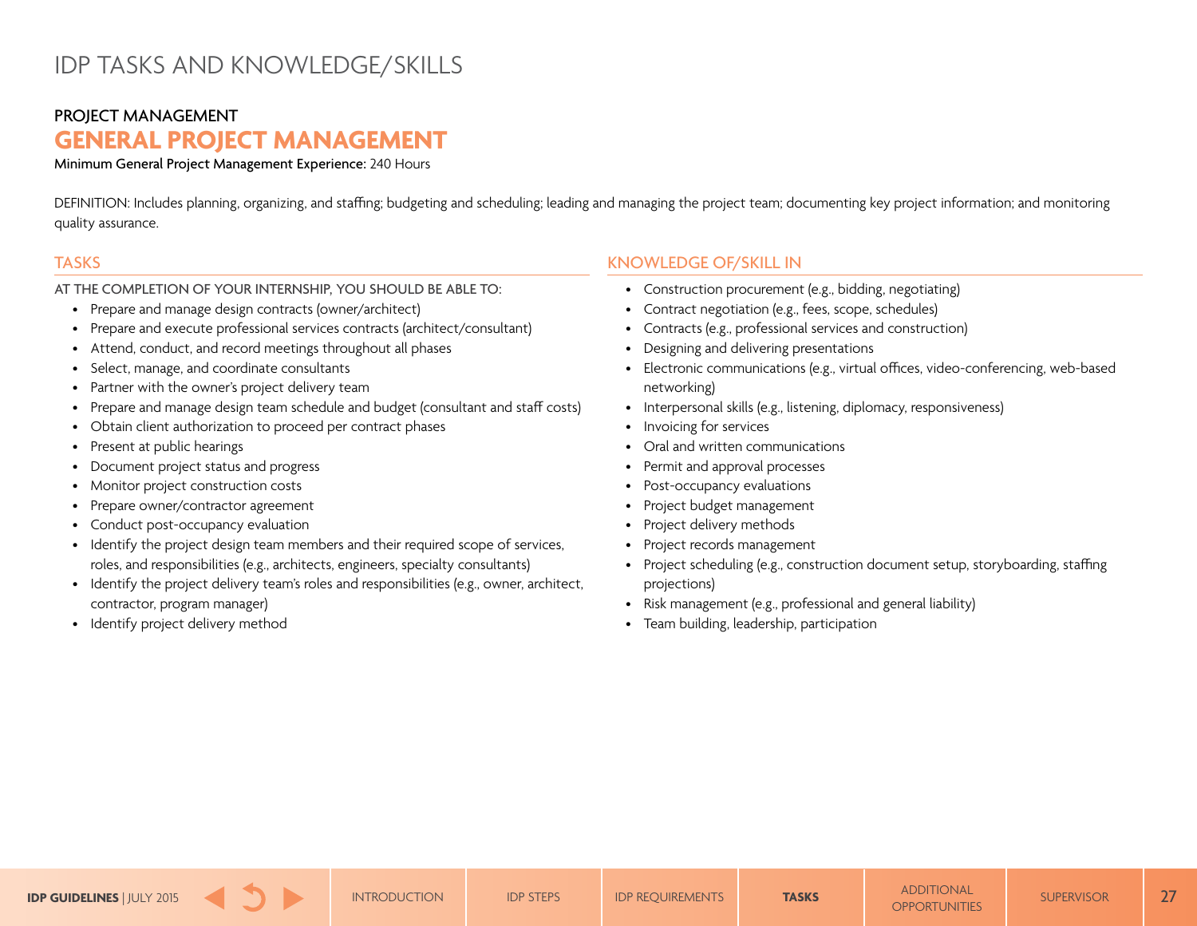# IDP TASKS AND KNOWLEDGE/SKILLS

### PROJECT MANAGEMENT

## GENERAL PROJECT MANAGEMENT

**Minimum General Project Management Experience:** 240 Hours

DEFINITION: Includes planning, organizing, and staffing; budgeting and scheduling; leading and managing the project team; documenting key project information; and monitoring quality assurance.

### TASKS

AT THE COMPLETION OF YOUR INTERNSHIP, YOU SHOULD BE ABLE TO:

- Prepare and manage design contracts (owner/architect)
- Prepare and execute professional services contracts (architect/consultant)
- Attend, conduct, and record meetings throughout all phases
- Select, manage, and coordinate consultants
- Partner with the owner's project delivery team
- Prepare and manage design team schedule and budget (consultant and staff costs)
- Obtain client authorization to proceed per contract phases
- Present at public hearings
- Document project status and progress
- Monitor project construction costs
- Prepare owner/contractor agreement
- Conduct post-occupancy evaluation
- Identify the project design team members and their required scope of services, roles, and responsibilities (e.g., architects, engineers, specialty consultants)
- Identify the project delivery team's roles and responsibilities (e.g., owner, architect, contractor, program manager)
- Identify project delivery method

### KNOWLEDGE OF/SKILL IN

- Construction procurement (e.g., bidding, negotiating)
- Contract negotiation (e.g., fees, scope, schedules)
- Contracts (e.g., professional services and construction)
- Designing and delivering presentations
- Electronic communications (e.g., virtual offices, video-conferencing, web-based networking)
- Interpersonal skills (e.g., listening, diplomacy, responsiveness)
- Invoicing for services
- Oral and written communications
- Permit and approval processes
- Post-occupancy evaluations
- Project budget management
- Project delivery methods
- Project records management
- Project scheduling (e.g., construction document setup, storyboarding, staffing projections)
- Risk management (e.g., professional and general liability)
- Team building, leadership, participation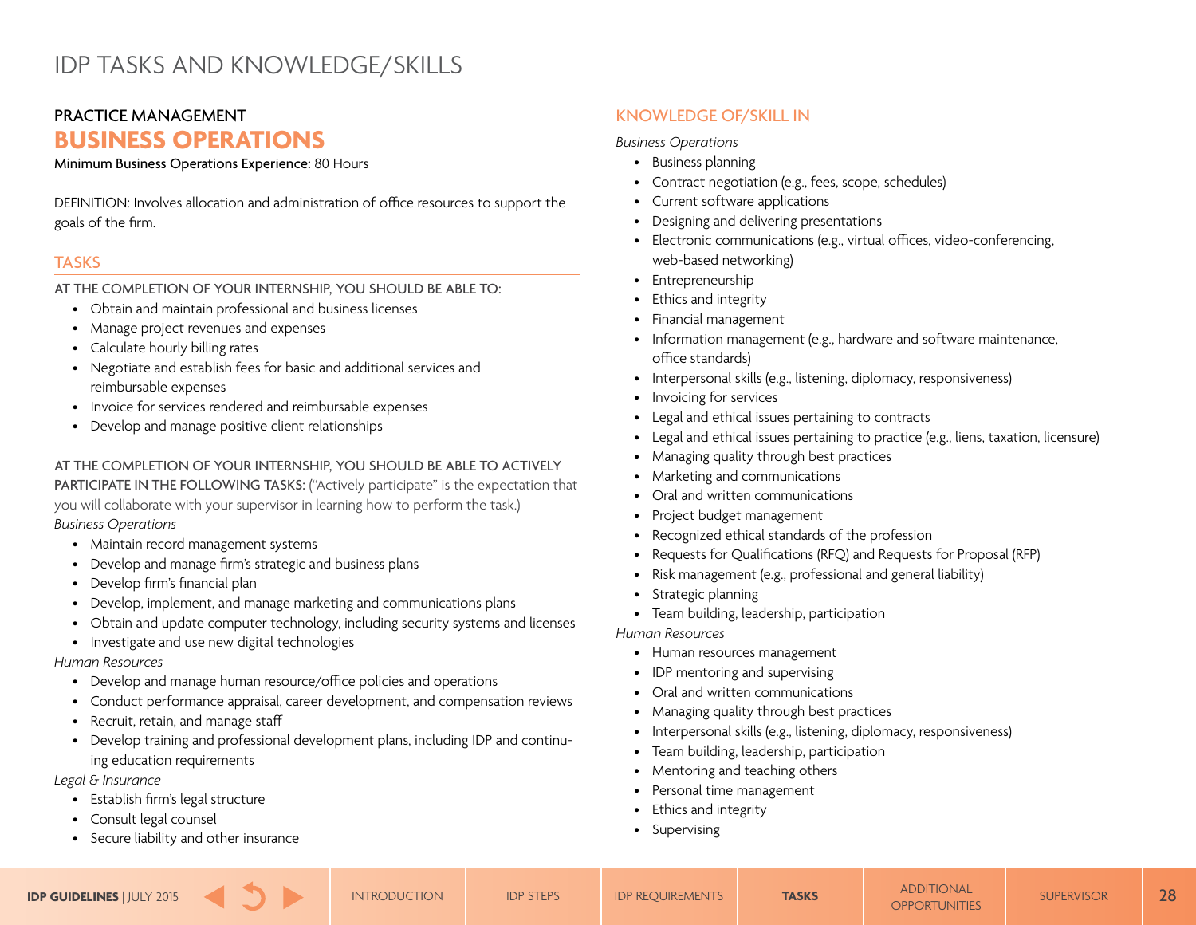# IDP TASKS AND KNOWLEDGE/SKILLS

## PRACTICE MANAGEMENT

## BUSINESS OPERATIONS

**Minimum Business Operations Experience:** 80 Hours

DEFINITION: Involves allocation and administration of office resources to support the goals of the firm.

### TASKS

AT THE COMPLETION OF YOUR INTERNSHIP, YOU SHOULD BE ABLE TO:

- Obtain and maintain professional and business licenses
- Manage project revenues and expenses
- Calculate hourly billing rates
- Negotiate and establish fees for basic and additional services and reimbursable expenses
- Invoice for services rendered and reimbursable expenses
- Develop and manage positive client relationships

AT THE COMPLETION OF YOUR INTERNSHIP, YOU SHOULD BE ABLE TO ACTIVELY PARTICIPATE IN THE FOLLOWING TASKS: ("Actively participate" is the expectation that you will collaborate with your supervisor in learning how to perform the task.)

*Business Operations*

- Maintain record management systems
- Develop and manage firm's strategic and business plans
- Develop firm's financial plan
- Develop, implement, and manage marketing and communications plans
- Obtain and update computer technology, including security systems and licenses
- Investigate and use new digital technologies

*Human Resources*

- Develop and manage human resource/office policies and operations
- Conduct performance appraisal, career development, and compensation reviews
- Recruit, retain, and manage staff
- Develop training and professional development plans, including IDP and continuing education requirements

*Legal & Insurance*

- Establish firm's legal structure
- Consult legal counsel
- Secure liability and other insurance

### KNOWLEDGE OF/SKILL IN

*Business Operations*

- Business planning
- Contract negotiation (e.g., fees, scope, schedules)
- Current software applications
- Designing and delivering presentations
- Electronic communications (e.g., virtual offices, video-conferencing, web-based networking)
- Entrepreneurship
- Ethics and integrity
- Financial management
- Information management (e.g., hardware and software maintenance, office standards)
- Interpersonal skills (e.g., listening, diplomacy, responsiveness)
- Invoicing for services
- Legal and ethical issues pertaining to contracts
- Legal and ethical issues pertaining to practice (e.g., liens, taxation, licensure)
- Managing quality through best practices
- Marketing and communications
- Oral and written communications
- Project budget management
- Recognized ethical standards of the profession
- Requests for Qualifications (RFQ) and Requests for Proposal (RFP)
- Risk management (e.g., professional and general liability)
- Strategic planning
- Team building, leadership, participation

*Human Resources*

- Human resources management
- IDP mentoring and supervising
- Oral and written communications
- Managing quality through best practices
- Interpersonal skills (e.g., listening, diplomacy, responsiveness)
- Team building, leadership, participation
- Mentoring and teaching others
- Personal time management
- Ethics and integrity
- Supervising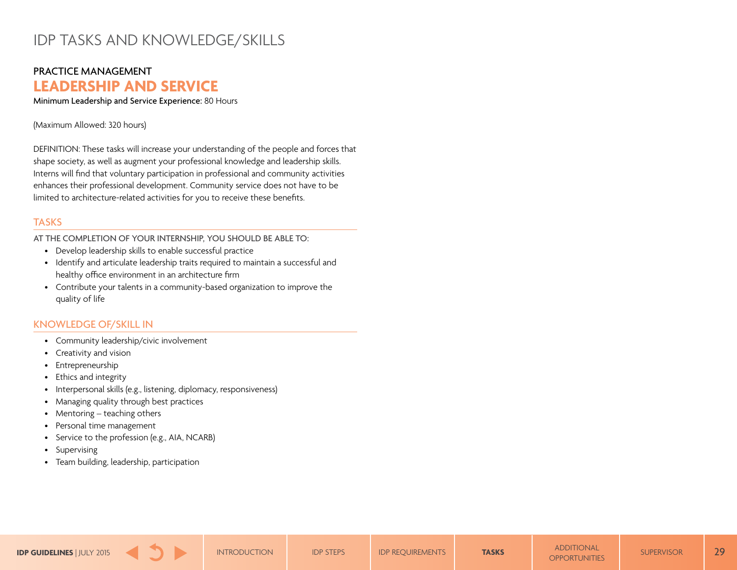# IDP TASKS AND KNOWLEDGE/SKILLS

## PRACTICE MANAGEMENT

## LEADERSHIP AND SERVICE

**Minimum Leadership and Service Experience:** 80 Hours

(Maximum Allowed: 320 hours)

DEFINITION: These tasks will increase your understanding of the people and forces that shape society, as well as augment your professional knowledge and leadership skills. Interns will find that voluntary participation in professional and community activities enhances their professional development. Community service does not have to be limited to architecture-related activities for you to receive these benefits.

### TASKS

AT THE COMPLETION OF YOUR INTERNSHIP, YOU SHOULD BE ABLE TO:

- Develop leadership skills to enable successful practice
- Identify and articulate leadership traits required to maintain a successful and healthy office environment in an architecture firm
- Contribute your talents in a community-based organization to improve the quality of life

### KNOWLEDGE OF/SKILL IN

- Community leadership/civic involvement
- Creativity and vision
- Entrepreneurship
- Ethics and integrity
- Interpersonal skills (e.g., listening, diplomacy, responsiveness)
- Managing quality through best practices
- Mentoring – teaching others
- Personal time management
- Service to the profession (e.g., AIA, NCARB)
- Supervising
- Team building, leadership, participation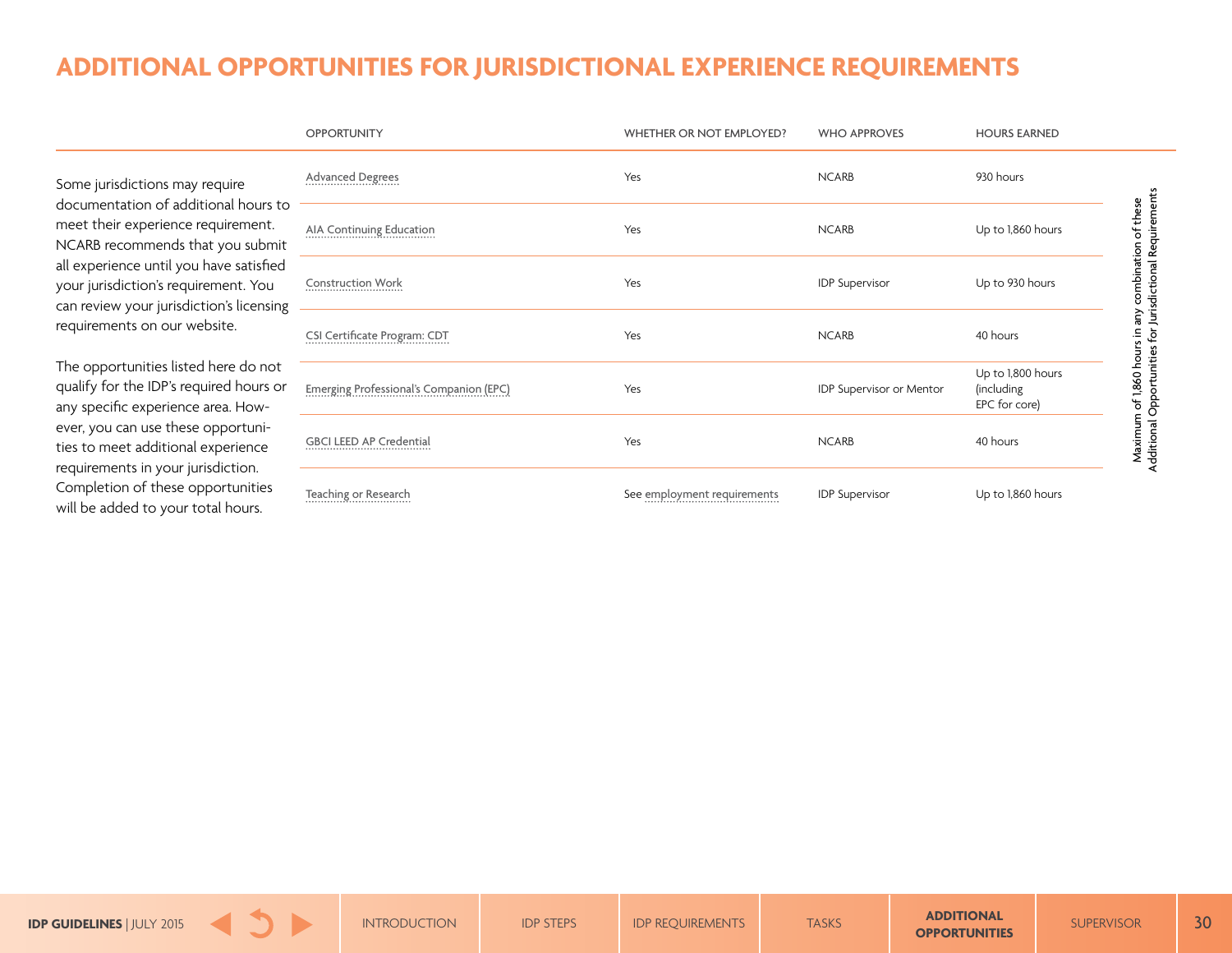# ADDITIONAL OPPORTUNITIES FOR JURISDICTIONAL EXPERIENCE REQUIREMENTS

Some jurisdictions may require documentation of additional hours to meet their experience requirement. NCARB recommends that you submit all experience until you have satisfied your jurisdiction's requirement. You can review your jurisdiction's licensing requirements on our website.

The opportunities listed here do not qualify for the IDP's required hours or any specific experience area. However, you can use these opportunities to meet additional experience requirements in your jurisdiction. Completion of these opportunities will be added to your total hours.

| OPPORTUNITY | WHETHER OR NOT EMPLOYED? | WHO APPROVES | HOURS EARNED |
|---|---|---|---|
| Advanced Degrees | Yes | NCARB | 930 hours |
| AIA Continuing Education | Yes | NCARB | Up to 1,860 hours |
| Construction Work | Yes | IDP Supervisor | Up to 930 hours |
| CSI Certificate Program: CDT | Yes | NCARB | 40 hours |
| Emerging Professional's Companion (EPC) | Yes | IDP Supervisor or Mentor | Up to 1,800 hours (including EPC for core) |
| GBCI LEED AP Credential | Yes | NCARB | 40 hours |
| Teaching or Research | See employment requirements | IDP Supervisor | Up to 1,860 hours |

Maximum of 1,860 hours in any combination of these Additional Opportunities for Jurisdictional Requirements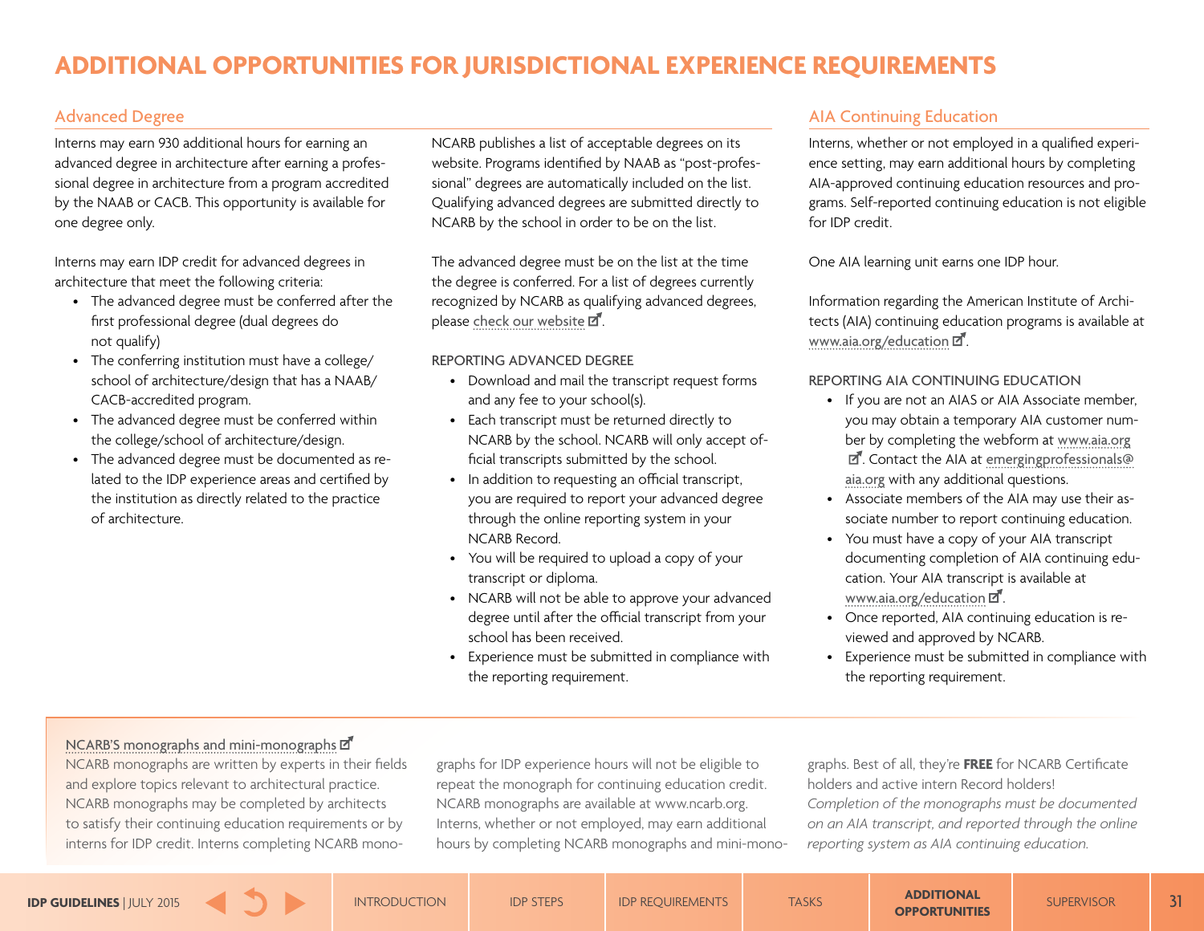# ADDITIONAL OPPORTUNITIES FOR JURISDICTIONAL EXPERIENCE REQUIREMENTS

## Advanced Degree

Interns may earn 930 additional hours for earning an advanced degree in architecture after earning a professional degree in architecture from a program accredited by the NAAB or CACB. This opportunity is available for one degree only.

Interns may earn IDP credit for advanced degrees in architecture that meet the following criteria:

- The advanced degree must be conferred after the first professional degree (dual degrees do not qualify)
- The conferring institution must have a college/school of architecture/design that has a NAAB/CACB-accredited program.
- The advanced degree must be conferred within the college/school of architecture/design.
- The advanced degree must be documented as related to the IDP experience areas and certified by the institution as directly related to the practice of architecture.

NCARB publishes a list of acceptable degrees on its website. Programs identified by NAAB as "post-professional" degrees are automatically included on the list. Qualifying advanced degrees are submitted directly to NCARB by the school in order to be on the list.

The advanced degree must be on the list at the time the degree is conferred. For a list of degrees currently recognized by NCARB as qualifying advanced degrees, please check our website.

### REPORTING ADVANCED DEGREE

- Download and mail the transcript request forms and any fee to your school(s).
- Each transcript must be returned directly to NCARB by the school. NCARB will only accept official transcripts submitted by the school.
- In addition to requesting an official transcript, you are required to report your advanced degree through the online reporting system in your NCARB Record.
- You will be required to upload a copy of your transcript or diploma.
- NCARB will not be able to approve your advanced degree until after the official transcript from your school has been received.
- Experience must be submitted in compliance with the reporting requirement.

## AIA Continuing Education

Interns, whether or not employed in a qualified experience setting, may earn additional hours by completing AIA-approved continuing education resources and programs. Self-reported continuing education is not eligible for IDP credit.

One AIA learning unit earns one IDP hour.

Information regarding the American Institute of Architects (AIA) continuing education programs is available at www.aia.org/education.

### REPORTING AIA CONTINUING EDUCATION

- If you are not an AIAS or AIA Associate member, you may obtain a temporary AIA customer number by completing the webform at www.aia.org. Contact the AIA at emergingprofessionals@aia.org with any additional questions.
- Associate members of the AIA may use their associate number to report continuing education.
- You must have a copy of your AIA transcript documenting completion of AIA continuing education. Your AIA transcript is available at www.aia.org/education.
- Once reported, AIA continuing education is reviewed and approved by NCARB.
- Experience must be submitted in compliance with the reporting requirement.

NCARB'S monographs and mini-monographs

NCARB monographs are written by experts in their fields and explore topics relevant to architectural practice. NCARB monographs may be completed by architects to satisfy their continuing education requirements or by interns for IDP credit. Interns completing NCARB monographs for IDP experience hours will not be eligible to repeat the monograph for continuing education credit. NCARB monographs are available at www.ncarb.org. Interns, whether or not employed, may earn additional hours by completing NCARB monographs and mini-monographs. Best of all, they're **FREE** for NCARB Certificate holders and active intern Record holders!

*Completion of the monographs must be documented on an AIA transcript, and reported through the online reporting system as AIA continuing education.*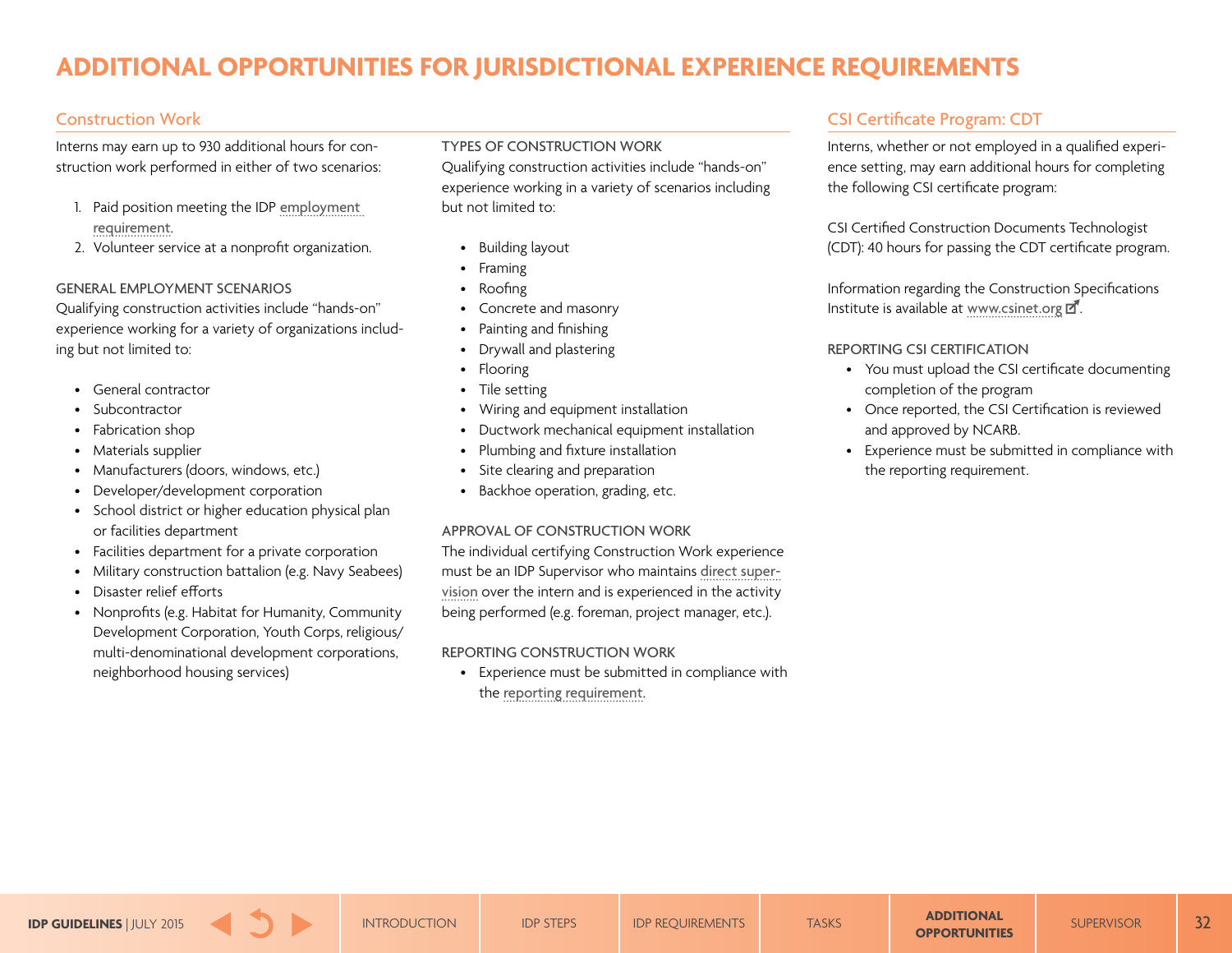# ADDITIONAL OPPORTUNITIES FOR JURISDICTIONAL EXPERIENCE REQUIREMENTS

## Construction Work

Interns may earn up to 930 additional hours for construction work performed in either of two scenarios:

1. Paid position meeting the IDP employment requirement.
2. Volunteer service at a nonprofit organization.

### GENERAL EMPLOYMENT SCENARIOS

Qualifying construction activities include "hands-on" experience working for a variety of organizations including but not limited to:

- General contractor
- Subcontractor
- Fabrication shop
- Materials supplier
- Manufacturers (doors, windows, etc.)
- Developer/development corporation
- School district or higher education physical plan or facilities department
- Facilities department for a private corporation
- Military construction battalion (e.g. Navy Seabees)
- Disaster relief efforts
- Nonprofits (e.g. Habitat for Humanity, Community Development Corporation, Youth Corps, religious/multi-denominational development corporations, neighborhood housing services)

### TYPES OF CONSTRUCTION WORK

Qualifying construction activities include "hands-on" experience working in a variety of scenarios including but not limited to:

- Building layout
- Framing
- Roofing
- Concrete and masonry
- Painting and finishing
- Drywall and plastering
- Flooring
- Tile setting
- Wiring and equipment installation
- Ductwork mechanical equipment installation
- Plumbing and fixture installation
- Site clearing and preparation
- Backhoe operation, grading, etc.

### APPROVAL OF CONSTRUCTION WORK

The individual certifying Construction Work experience must be an IDP Supervisor who maintains direct supervision over the intern and is experienced in the activity being performed (e.g. foreman, project manager, etc.).

### REPORTING CONSTRUCTION WORK

- Experience must be submitted in compliance with the reporting requirement.

## CSI Certificate Program: CDT

Interns, whether or not employed in a qualified experience setting, may earn additional hours for completing the following CSI certificate program:

CSI Certified Construction Documents Technologist (CDT): 40 hours for passing the CDT certificate program.

Information regarding the Construction Specifications Institute is available at www.csinet.org.

### REPORTING CSI CERTIFICATION

- You must upload the CSI certificate documenting completion of the program
- Once reported, the CSI Certification is reviewed and approved by NCARB.
- Experience must be submitted in compliance with the reporting requirement.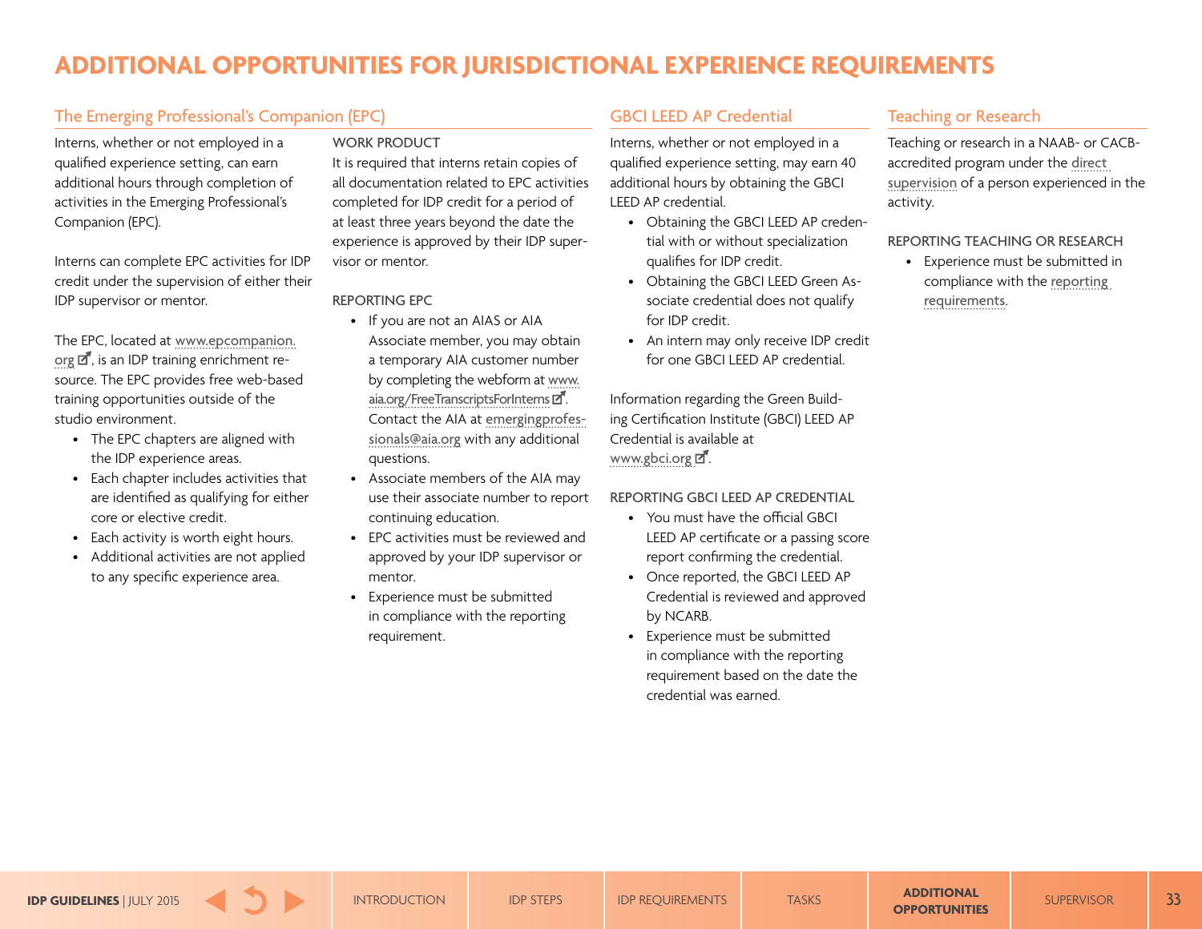# ADDITIONAL OPPORTUNITIES FOR JURISDICTIONAL EXPERIENCE REQUIREMENTS

## The Emerging Professional's Companion (EPC)

Interns, whether or not employed in a qualified experience setting, can earn additional hours through completion of activities in the Emerging Professional's Companion (EPC).

Interns can complete EPC activities for IDP credit under the supervision of either their IDP supervisor or mentor.

The EPC, located at www.epcompanion.org, is an IDP training enrichment resource. The EPC provides free web-based training opportunities outside of the studio environment.

- The EPC chapters are aligned with the IDP experience areas.
- Each chapter includes activities that are identified as qualifying for either core or elective credit.
- Each activity is worth eight hours.
- Additional activities are not applied to any specific experience area.

### WORK PRODUCT

It is required that interns retain copies of all documentation related to EPC activities completed for IDP credit for a period of at least three years beyond the date the experience is approved by their IDP supervisor or mentor.

### REPORTING EPC

- If you are not an AIAS or AIA Associate member, you may obtain a temporary AIA customer number by completing the webform at www.aia.org/FreeTranscriptsForInterns. Contact the AIA at emergingprofessionals@aia.org with any additional questions.
- Associate members of the AIA may use their associate number to report continuing education.
- EPC activities must be reviewed and approved by your IDP supervisor or mentor.
- Experience must be submitted in compliance with the reporting requirement.

## GBCI LEED AP Credential

Interns, whether or not employed in a qualified experience setting, may earn 40 additional hours by obtaining the GBCI LEED AP credential.

- Obtaining the GBCI LEED AP credential with or without specialization qualifies for IDP credit.
- Obtaining the GBCI LEED Green Associate credential does not qualify for IDP credit.
- An intern may only receive IDP credit for one GBCI LEED AP credential.

Information regarding the Green Building Certification Institute (GBCI) LEED AP Credential is available at www.gbci.org.

### REPORTING GBCI LEED AP CREDENTIAL

- You must have the official GBCI LEED AP certificate or a passing score report confirming the credential.
- Once reported, the GBCI LEED AP Credential is reviewed and approved by NCARB.
- Experience must be submitted in compliance with the reporting requirement based on the date the credential was earned.

## Teaching or Research

Teaching or research in a NAAB- or CACB-accredited program under the direct supervision of a person experienced in the activity.

### REPORTING TEACHING OR RESEARCH

- Experience must be submitted in compliance with the reporting requirements.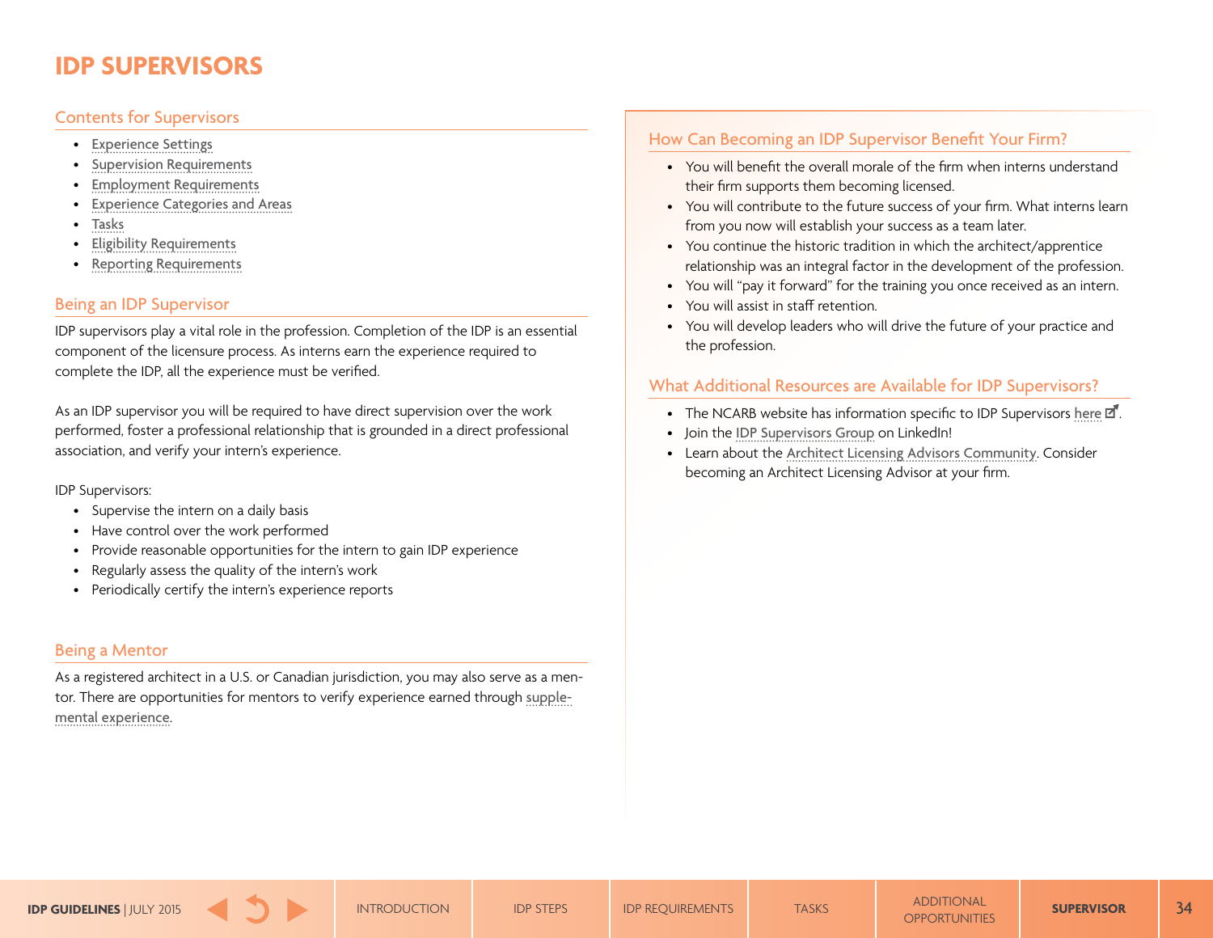# IDP SUPERVISORS

## Contents for Supervisors

- Experience Settings
- Supervision Requirements
- Employment Requirements
- Experience Categories and Areas
- Tasks
- Eligibility Requirements
- Reporting Requirements

## Being an IDP Supervisor

IDP supervisors play a vital role in the profession. Completion of the IDP is an essential component of the licensure process. As interns earn the experience required to complete the IDP, all the experience must be verified.

As an IDP supervisor you will be required to have direct supervision over the work performed, foster a professional relationship that is grounded in a direct professional association, and verify your intern's experience.

IDP Supervisors:

- Supervise the intern on a daily basis
- Have control over the work performed
- Provide reasonable opportunities for the intern to gain IDP experience
- Regularly assess the quality of the intern's work
- Periodically certify the intern's experience reports

## Being a Mentor

As a registered architect in a U.S. or Canadian jurisdiction, you may also serve as a mentor. There are opportunities for mentors to verify experience earned through supplemental experience.

## How Can Becoming an IDP Supervisor Benefit Your Firm?

- You will benefit the overall morale of the firm when interns understand their firm supports them becoming licensed.
- You will contribute to the future success of your firm. What interns learn from you now will establish your success as a team later.
- You continue the historic tradition in which the architect/apprentice relationship was an integral factor in the development of the profession.
- You will "pay it forward" for the training you once received as an intern.
- You will assist in staff retention.
- You will develop leaders who will drive the future of your practice and the profession.

## What Additional Resources are Available for IDP Supervisors?

- The NCARB website has information specific to IDP Supervisors here.
- Join the IDP Supervisors Group on LinkedIn!
- Learn about the Architect Licensing Advisors Community. Consider becoming an Architect Licensing Advisor at your firm.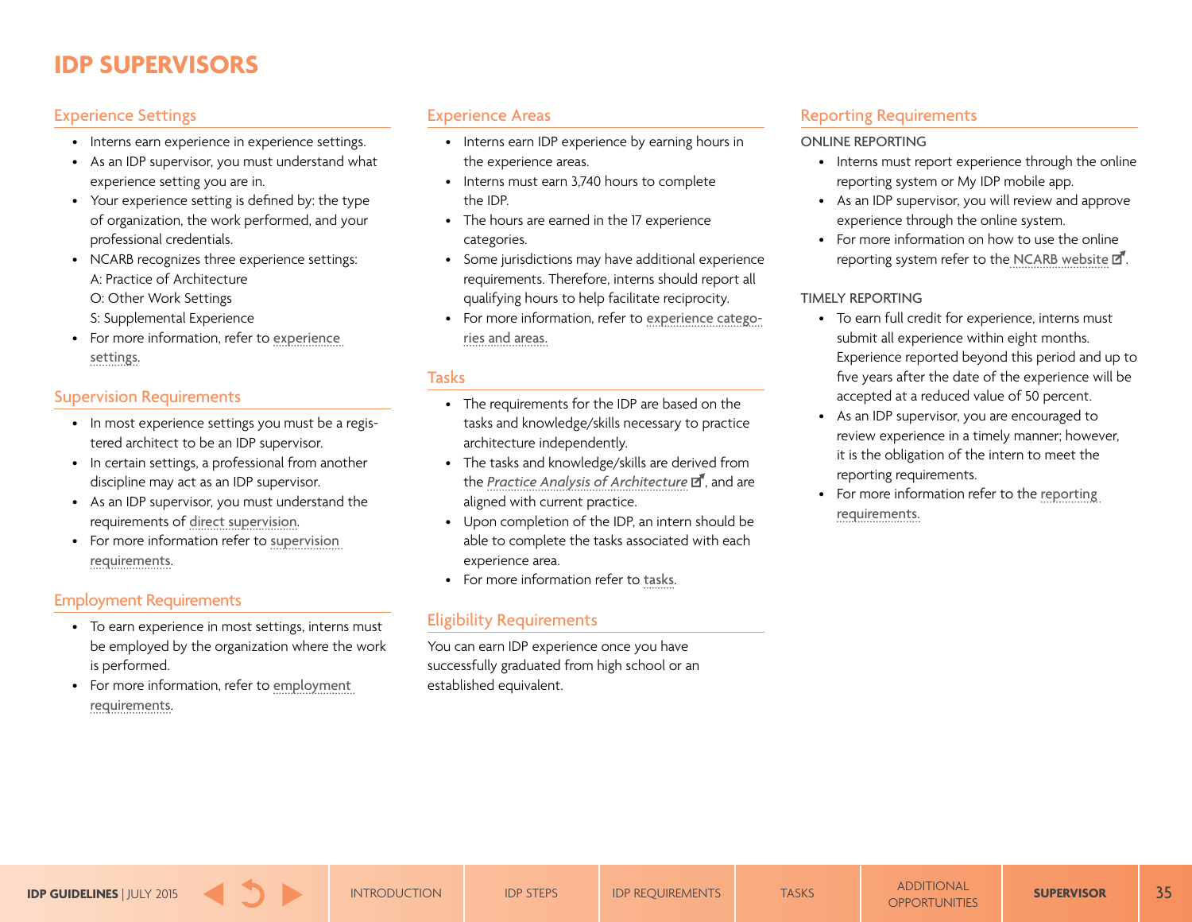# IDP SUPERVISORS

## Experience Settings

- Interns earn experience in experience settings.
- As an IDP supervisor, you must understand what experience setting you are in.
- Your experience setting is defined by: the type of organization, the work performed, and your professional credentials.
- NCARB recognizes three experience settings:
  A: Practice of Architecture
  O: Other Work Settings
  S: Supplemental Experience
- For more information, refer to experience settings.

## Supervision Requirements

- In most experience settings you must be a registered architect to be an IDP supervisor.
- In certain settings, a professional from another discipline may act as an IDP supervisor.
- As an IDP supervisor, you must understand the requirements of direct supervision.
- For more information refer to supervision requirements.

## Employment Requirements

- To earn experience in most settings, interns must be employed by the organization where the work is performed.
- For more information, refer to employment requirements.

## Experience Areas

- Interns earn IDP experience by earning hours in the experience areas.
- Interns must earn 3,740 hours to complete the IDP.
- The hours are earned in the 17 experience categories.
- Some jurisdictions may have additional experience requirements. Therefore, interns should report all qualifying hours to help facilitate reciprocity.
- For more information, refer to experience categories and areas.

## Tasks

- The requirements for the IDP are based on the tasks and knowledge/skills necessary to practice architecture independently.
- The tasks and knowledge/skills are derived from the *Practice Analysis of Architecture*, and are aligned with current practice.
- Upon completion of the IDP, an intern should be able to complete the tasks associated with each experience area.
- For more information refer to tasks.

## Eligibility Requirements

You can earn IDP experience once you have successfully graduated from high school or an established equivalent.

## Reporting Requirements

### ONLINE REPORTING

- Interns must report experience through the online reporting system or My IDP mobile app.
- As an IDP supervisor, you will review and approve experience through the online system.
- For more information on how to use the online reporting system refer to the NCARB website.

### TIMELY REPORTING

- To earn full credit for experience, interns must submit all experience within eight months. Experience reported beyond this period and up to five years after the date of the experience will be accepted at a reduced value of 50 percent.
- As an IDP supervisor, you are encouraged to review experience in a timely manner; however, it is the obligation of the intern to meet the reporting requirements.
- For more information refer to the reporting requirements.